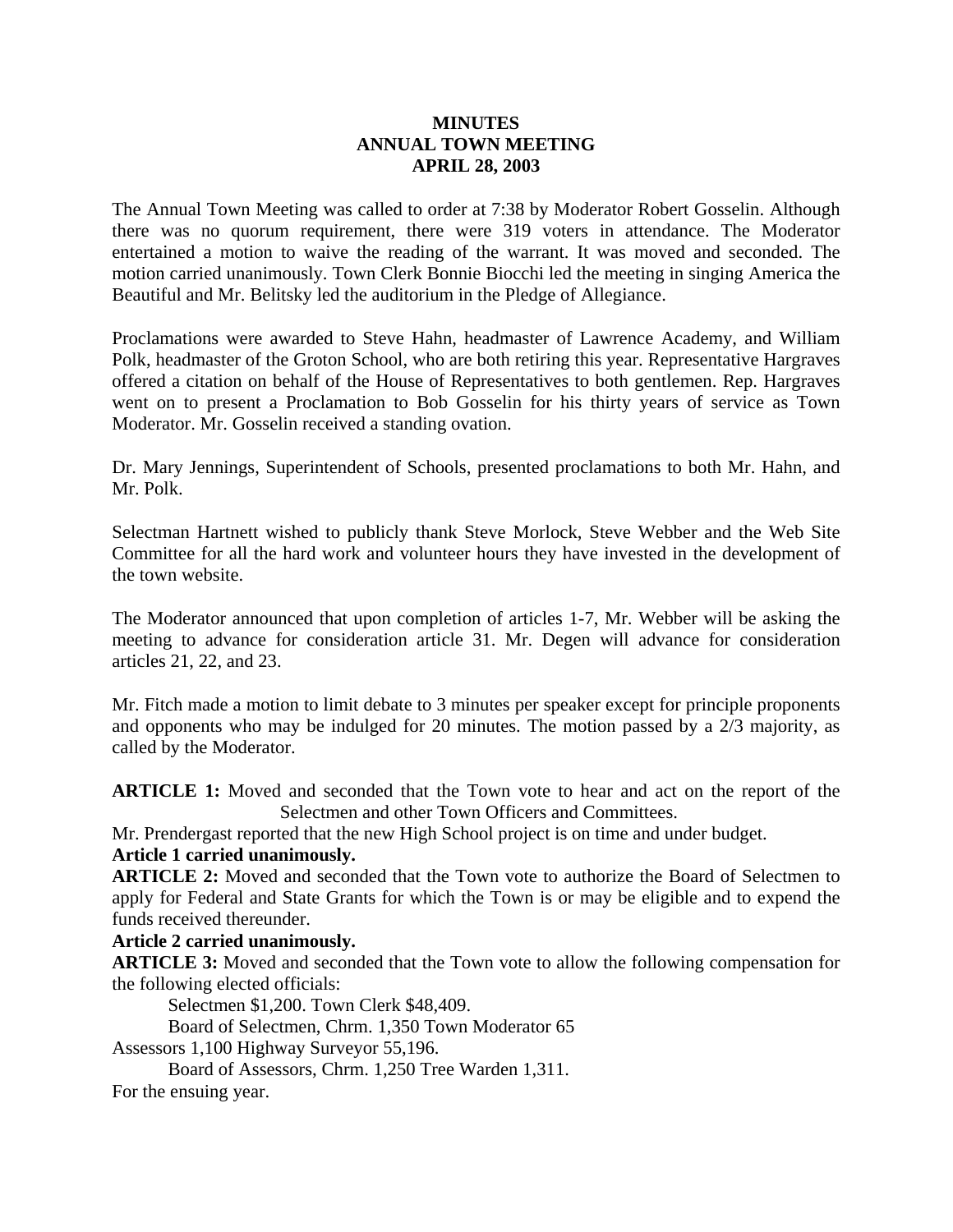# MINUTES
# ANNUAL TOWN MEETING
# APRIL 28, 2003

The Annual Town Meeting was called to order at 7:38 by Moderator Robert Gosselin. Although there was no quorum requirement, there were 319 voters in attendance. The Moderator entertained a motion to waive the reading of the warrant. It was moved and seconded. The motion carried unanimously. Town Clerk Bonnie Biocchi led the meeting in singing America the Beautiful and Mr. Belitsky led the auditorium in the Pledge of Allegiance.

Proclamations were awarded to Steve Hahn, headmaster of Lawrence Academy, and William Polk, headmaster of the Groton School, who are both retiring this year. Representative Hargraves offered a citation on behalf of the House of Representatives to both gentlemen. Rep. Hargraves went on to present a Proclamation to Bob Gosselin for his thirty years of service as Town Moderator. Mr. Gosselin received a standing ovation.

Dr. Mary Jennings, Superintendent of Schools, presented proclamations to both Mr. Hahn, and Mr. Polk.

Selectman Hartnett wished to publicly thank Steve Morlock, Steve Webber and the Web Site Committee for all the hard work and volunteer hours they have invested in the development of the town website.

The Moderator announced that upon completion of articles 1-7, Mr. Webber will be asking the meeting to advance for consideration article 31. Mr. Degen will advance for consideration articles 21, 22, and 23.

Mr. Fitch made a motion to limit debate to 3 minutes per speaker except for principle proponents and opponents who may be indulged for 20 minutes. The motion passed by a 2/3 majority, as called by the Moderator.

**ARTICLE 1:** Moved and seconded that the Town vote to hear and act on the report of the Selectmen and other Town Officers and Committees.

Mr. Prendergast reported that the new High School project is on time and under budget.

**Article 1 carried unanimously.**

**ARTICLE 2:** Moved and seconded that the Town vote to authorize the Board of Selectmen to apply for Federal and State Grants for which the Town is or may be eligible and to expend the funds received thereunder.

**Article 2 carried unanimously.**

**ARTICLE 3:** Moved and seconded that the Town vote to allow the following compensation for the following elected officials:

Selectmen $1,200. Town Clerk $48,409.
Board of Selectmen, Chrm. 1,350 Town Moderator 65
Assessors 1,100 Highway Surveyor 55,196.
Board of Assessors, Chrm. 1,250 Tree Warden 1,311.

For the ensuing year.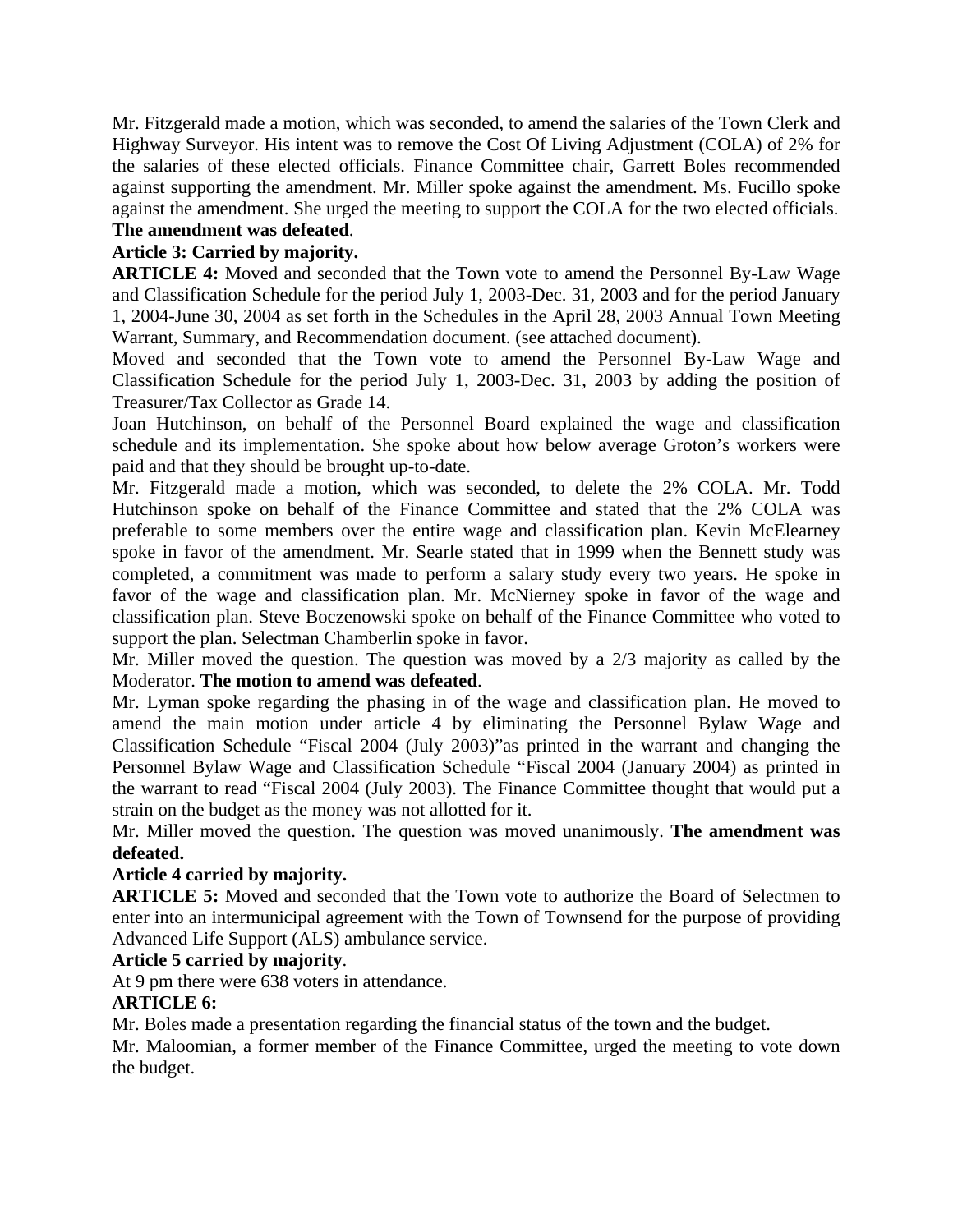Mr. Fitzgerald made a motion, which was seconded, to amend the salaries of the Town Clerk and Highway Surveyor. His intent was to remove the Cost Of Living Adjustment (COLA) of 2% for the salaries of these elected officials. Finance Committee chair, Garrett Boles recommended against supporting the amendment. Mr. Miller spoke against the amendment. Ms. Fucillo spoke against the amendment. She urged the meeting to support the COLA for the two elected officials.
**The amendment was defeated**.

**Article 3: Carried by majority.**

**ARTICLE 4:** Moved and seconded that the Town vote to amend the Personnel By-Law Wage and Classification Schedule for the period July 1, 2003-Dec. 31, 2003 and for the period January 1, 2004-June 30, 2004 as set forth in the Schedules in the April 28, 2003 Annual Town Meeting Warrant, Summary, and Recommendation document. (see attached document).

Moved and seconded that the Town vote to amend the Personnel By-Law Wage and Classification Schedule for the period July 1, 2003-Dec. 31, 2003 by adding the position of Treasurer/Tax Collector as Grade 14.

Joan Hutchinson, on behalf of the Personnel Board explained the wage and classification schedule and its implementation. She spoke about how below average Groton's workers were paid and that they should be brought up-to-date.

Mr. Fitzgerald made a motion, which was seconded, to delete the 2% COLA. Mr. Todd Hutchinson spoke on behalf of the Finance Committee and stated that the 2% COLA was preferable to some members over the entire wage and classification plan. Kevin McElearney spoke in favor of the amendment. Mr. Searle stated that in 1999 when the Bennett study was completed, a commitment was made to perform a salary study every two years. He spoke in favor of the wage and classification plan. Mr. McNierney spoke in favor of the wage and classification plan. Steve Boczenowski spoke on behalf of the Finance Committee who voted to support the plan. Selectman Chamberlin spoke in favor.

Mr. Miller moved the question. The question was moved by a 2/3 majority as called by the Moderator. **The motion to amend was defeated**.

Mr. Lyman spoke regarding the phasing in of the wage and classification plan. He moved to amend the main motion under article 4 by eliminating the Personnel Bylaw Wage and Classification Schedule "Fiscal 2004 (July 2003)"as printed in the warrant and changing the Personnel Bylaw Wage and Classification Schedule "Fiscal 2004 (January 2004) as printed in the warrant to read "Fiscal 2004 (July 2003). The Finance Committee thought that would put a strain on the budget as the money was not allotted for it.

Mr. Miller moved the question. The question was moved unanimously. **The amendment was defeated.**

**Article 4 carried by majority.**

**ARTICLE 5:** Moved and seconded that the Town vote to authorize the Board of Selectmen to enter into an intermunicipal agreement with the Town of Townsend for the purpose of providing Advanced Life Support (ALS) ambulance service.

**Article 5 carried by majority**.

At 9 pm there were 638 voters in attendance.

**ARTICLE 6:**

Mr. Boles made a presentation regarding the financial status of the town and the budget.

Mr. Maloomian, a former member of the Finance Committee, urged the meeting to vote down the budget.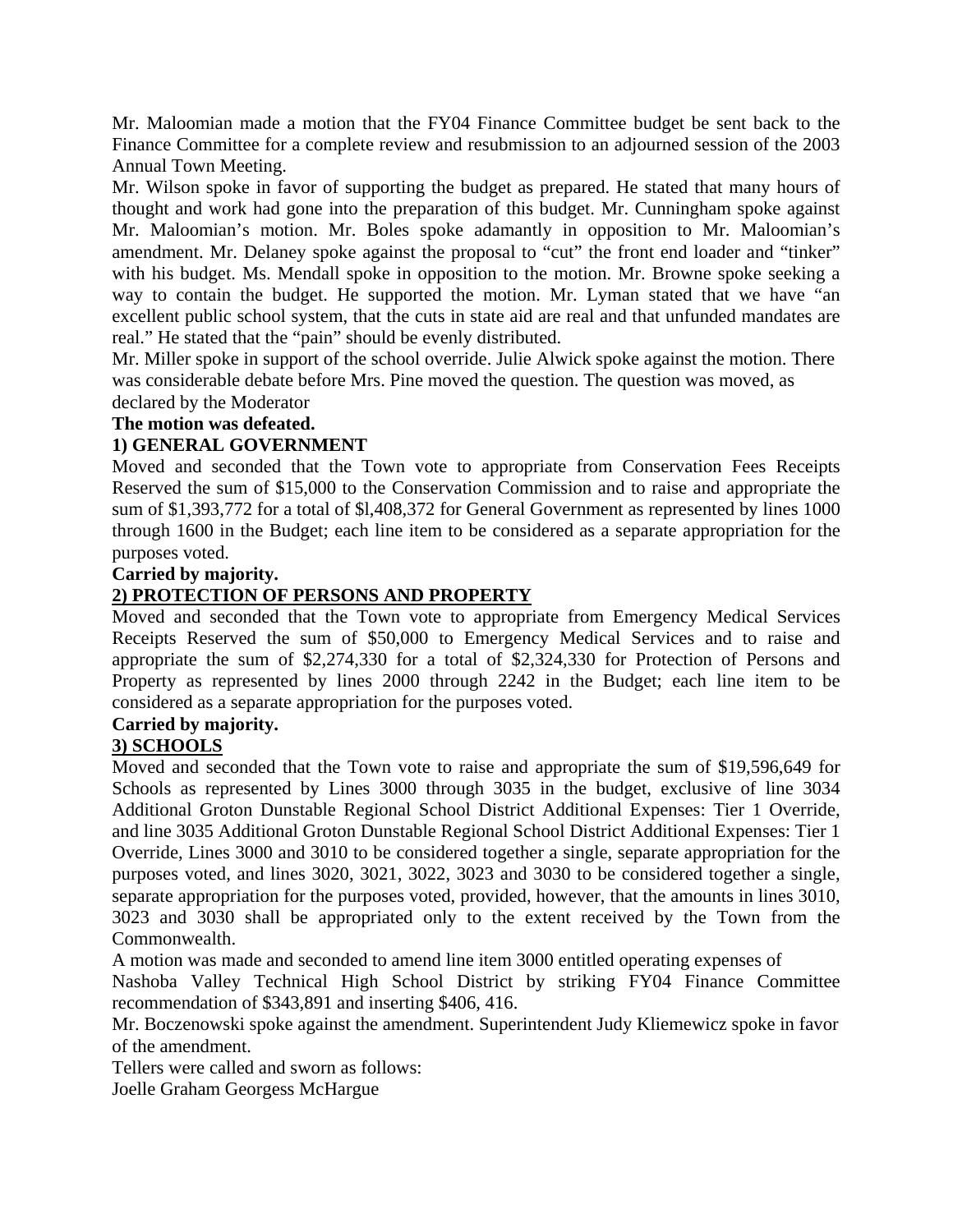Mr. Maloomian made a motion that the FY04 Finance Committee budget be sent back to the Finance Committee for a complete review and resubmission to an adjourned session of the 2003 Annual Town Meeting.

Mr. Wilson spoke in favor of supporting the budget as prepared. He stated that many hours of thought and work had gone into the preparation of this budget. Mr. Cunningham spoke against Mr. Maloomian's motion. Mr. Boles spoke adamantly in opposition to Mr. Maloomian's amendment. Mr. Delaney spoke against the proposal to "cut" the front end loader and "tinker" with his budget. Ms. Mendall spoke in opposition to the motion. Mr. Browne spoke seeking a way to contain the budget. He supported the motion. Mr. Lyman stated that we have "an excellent public school system, that the cuts in state aid are real and that unfunded mandates are real." He stated that the "pain" should be evenly distributed.

Mr. Miller spoke in support of the school override. Julie Alwick spoke against the motion. There was considerable debate before Mrs. Pine moved the question. The question was moved, as declared by the Moderator

**The motion was defeated.**

**1) GENERAL GOVERNMENT**

Moved and seconded that the Town vote to appropriate from Conservation Fees Receipts Reserved the sum of $15,000 to the Conservation Commission and to raise and appropriate the sum of $1,393,772 for a total of $l,408,372 for General Government as represented by lines 1000 through 1600 in the Budget; each line item to be considered as a separate appropriation for the purposes voted.

**Carried by majority.**

**2) PROTECTION OF PERSONS AND PROPERTY**

Moved and seconded that the Town vote to appropriate from Emergency Medical Services Receipts Reserved the sum of $50,000 to Emergency Medical Services and to raise and appropriate the sum of $2,274,330 for a total of $2,324,330 for Protection of Persons and Property as represented by lines 2000 through 2242 in the Budget; each line item to be considered as a separate appropriation for the purposes voted.

**Carried by majority.**

**3) SCHOOLS**

Moved and seconded that the Town vote to raise and appropriate the sum of $19,596,649 for Schools as represented by Lines 3000 through 3035 in the budget, exclusive of line 3034 Additional Groton Dunstable Regional School District Additional Expenses: Tier 1 Override, and line 3035 Additional Groton Dunstable Regional School District Additional Expenses: Tier 1 Override, Lines 3000 and 3010 to be considered together a single, separate appropriation for the purposes voted, and lines 3020, 3021, 3022, 3023 and 3030 to be considered together a single, separate appropriation for the purposes voted, provided, however, that the amounts in lines 3010, 3023 and 3030 shall be appropriated only to the extent received by the Town from the Commonwealth.

A motion was made and seconded to amend line item 3000 entitled operating expenses of Nashoba Valley Technical High School District by striking FY04 Finance Committee recommendation of $343,891 and inserting $406, 416.

Mr. Boczenowski spoke against the amendment. Superintendent Judy Kliemewicz spoke in favor of the amendment.

Tellers were called and sworn as follows:

Joelle Graham Georgess McHargue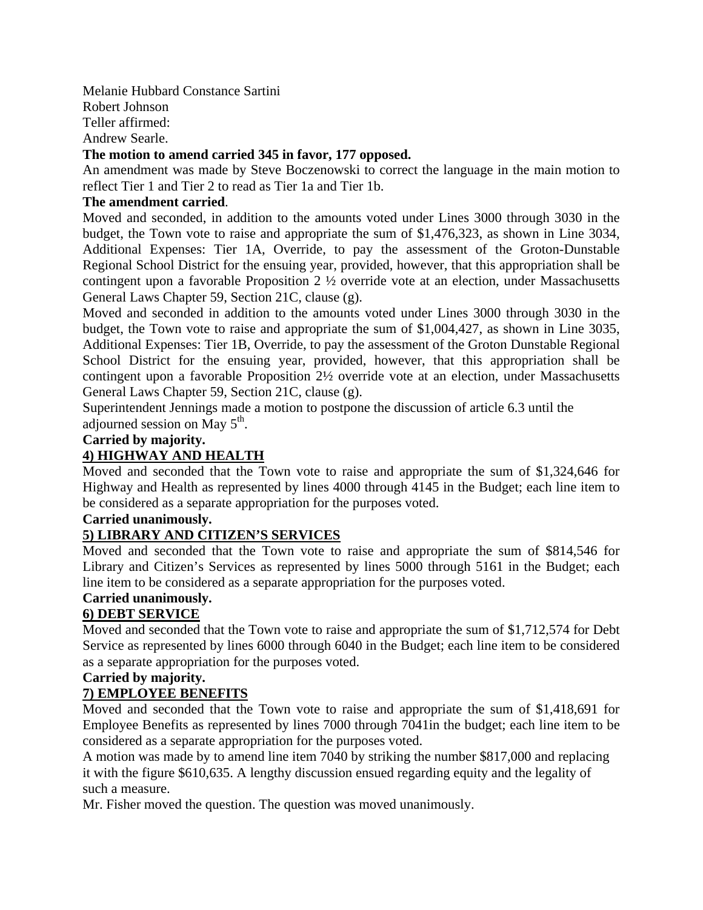Melanie Hubbard Constance Sartini
Robert Johnson
Teller affirmed:
Andrew Searle.

**The motion to amend carried 345 in favor, 177 opposed.**

An amendment was made by Steve Boczenowski to correct the language in the main motion to reflect Tier 1 and Tier 2 to read as Tier 1a and Tier 1b.

**The amendment carried**.

Moved and seconded, in addition to the amounts voted under Lines 3000 through 3030 in the budget, the Town vote to raise and appropriate the sum of $1,476,323, as shown in Line 3034, Additional Expenses: Tier 1A, Override, to pay the assessment of the Groton-Dunstable Regional School District for the ensuing year, provided, however, that this appropriation shall be contingent upon a favorable Proposition 2 ½ override vote at an election, under Massachusetts General Laws Chapter 59, Section 21C, clause (g).

Moved and seconded in addition to the amounts voted under Lines 3000 through 3030 in the budget, the Town vote to raise and appropriate the sum of $1,004,427, as shown in Line 3035, Additional Expenses: Tier 1B, Override, to pay the assessment of the Groton Dunstable Regional School District for the ensuing year, provided, however, that this appropriation shall be contingent upon a favorable Proposition 2½ override vote at an election, under Massachusetts General Laws Chapter 59, Section 21C, clause (g).

Superintendent Jennings made a motion to postpone the discussion of article 6.3 until the adjourned session on May 5th.

**Carried by majority.**

**4) HIGHWAY AND HEALTH**

Moved and seconded that the Town vote to raise and appropriate the sum of $1,324,646 for Highway and Health as represented by lines 4000 through 4145 in the Budget; each line item to be considered as a separate appropriation for the purposes voted.

**Carried unanimously.**

**5) LIBRARY AND CITIZEN'S SERVICES**

Moved and seconded that the Town vote to raise and appropriate the sum of $814,546 for Library and Citizen's Services as represented by lines 5000 through 5161 in the Budget; each line item to be considered as a separate appropriation for the purposes voted.

**Carried unanimously.**

**6) DEBT SERVICE**

Moved and seconded that the Town vote to raise and appropriate the sum of $1,712,574 for Debt Service as represented by lines 6000 through 6040 in the Budget; each line item to be considered as a separate appropriation for the purposes voted.

**Carried by majority.**

**7) EMPLOYEE BENEFITS**

Moved and seconded that the Town vote to raise and appropriate the sum of $1,418,691 for Employee Benefits as represented by lines 7000 through 7041in the budget; each line item to be considered as a separate appropriation for the purposes voted.

A motion was made by to amend line item 7040 by striking the number $817,000 and replacing it with the figure $610,635. A lengthy discussion ensued regarding equity and the legality of such a measure.

Mr. Fisher moved the question. The question was moved unanimously.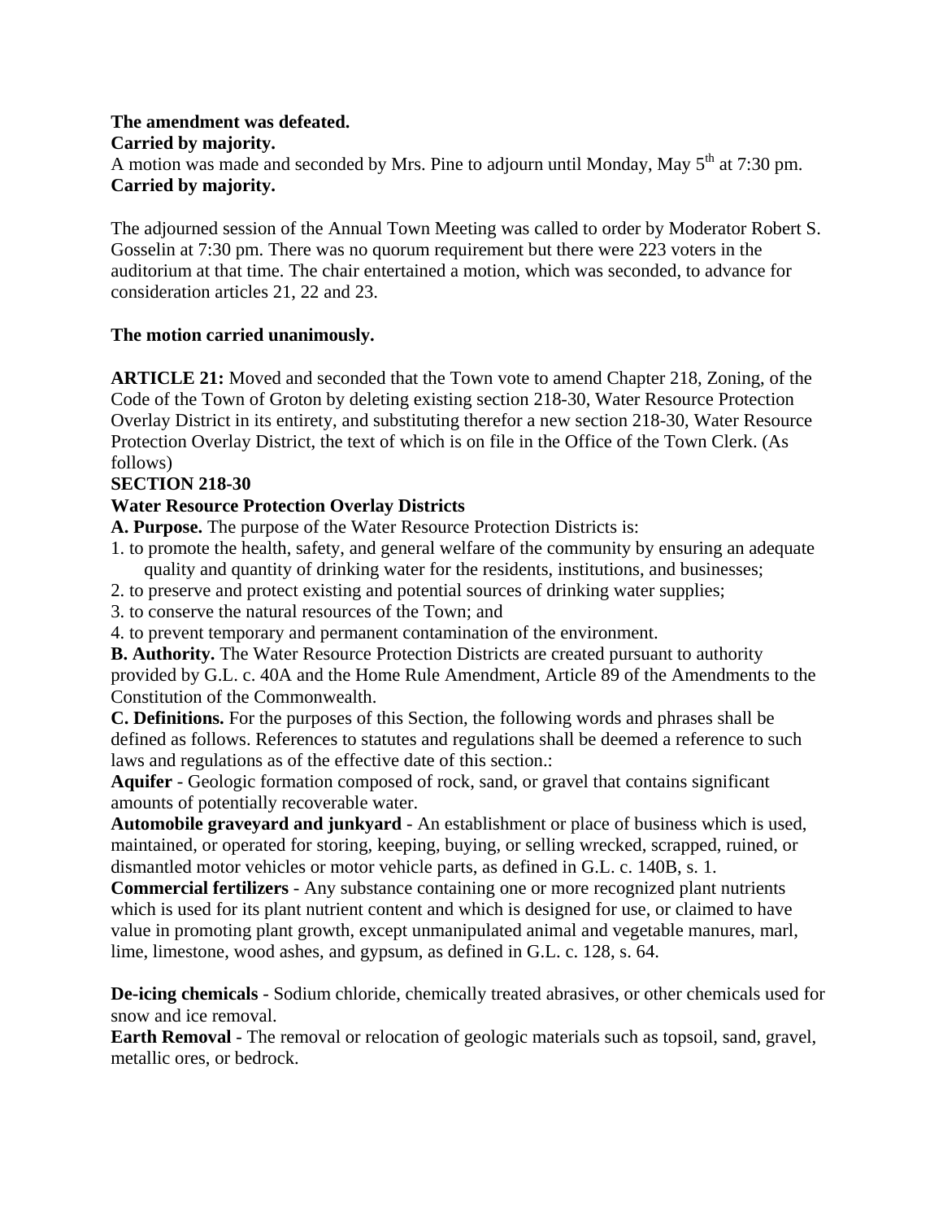**The amendment was defeated.**
**Carried by majority.**
A motion was made and seconded by Mrs. Pine to adjourn until Monday, May 5th at 7:30 pm.
**Carried by majority.**

The adjourned session of the Annual Town Meeting was called to order by Moderator Robert S. Gosselin at 7:30 pm. There was no quorum requirement but there were 223 voters in the auditorium at that time. The chair entertained a motion, which was seconded, to advance for consideration articles 21, 22 and 23.

**The motion carried unanimously.**

**ARTICLE 21:** Moved and seconded that the Town vote to amend Chapter 218, Zoning, of the Code of the Town of Groton by deleting existing section 218-30, Water Resource Protection Overlay District in its entirety, and substituting therefor a new section 218-30, Water Resource Protection Overlay District, the text of which is on file in the Office of the Town Clerk. (As follows)

**SECTION 218-30**

**Water Resource Protection Overlay Districts**

**A. Purpose.** The purpose of the Water Resource Protection Districts is:

1. to promote the health, safety, and general welfare of the community by ensuring an adequate quality and quantity of drinking water for the residents, institutions, and businesses;
2. to preserve and protect existing and potential sources of drinking water supplies;
3. to conserve the natural resources of the Town; and
4. to prevent temporary and permanent contamination of the environment.

**B. Authority.** The Water Resource Protection Districts are created pursuant to authority provided by G.L. c. 40A and the Home Rule Amendment, Article 89 of the Amendments to the Constitution of the Commonwealth.

**C. Definitions.** For the purposes of this Section, the following words and phrases shall be defined as follows. References to statutes and regulations shall be deemed a reference to such laws and regulations as of the effective date of this section.:

**Aquifer** - Geologic formation composed of rock, sand, or gravel that contains significant amounts of potentially recoverable water.

**Automobile graveyard and junkyard** - An establishment or place of business which is used, maintained, or operated for storing, keeping, buying, or selling wrecked, scrapped, ruined, or dismantled motor vehicles or motor vehicle parts, as defined in G.L. c. 140B, s. 1.

**Commercial fertilizers** - Any substance containing one or more recognized plant nutrients which is used for its plant nutrient content and which is designed for use, or claimed to have value in promoting plant growth, except unmanipulated animal and vegetable manures, marl, lime, limestone, wood ashes, and gypsum, as defined in G.L. c. 128, s. 64.

**De-icing chemicals** - Sodium chloride, chemically treated abrasives, or other chemicals used for snow and ice removal.

**Earth Removal** - The removal or relocation of geologic materials such as topsoil, sand, gravel, metallic ores, or bedrock.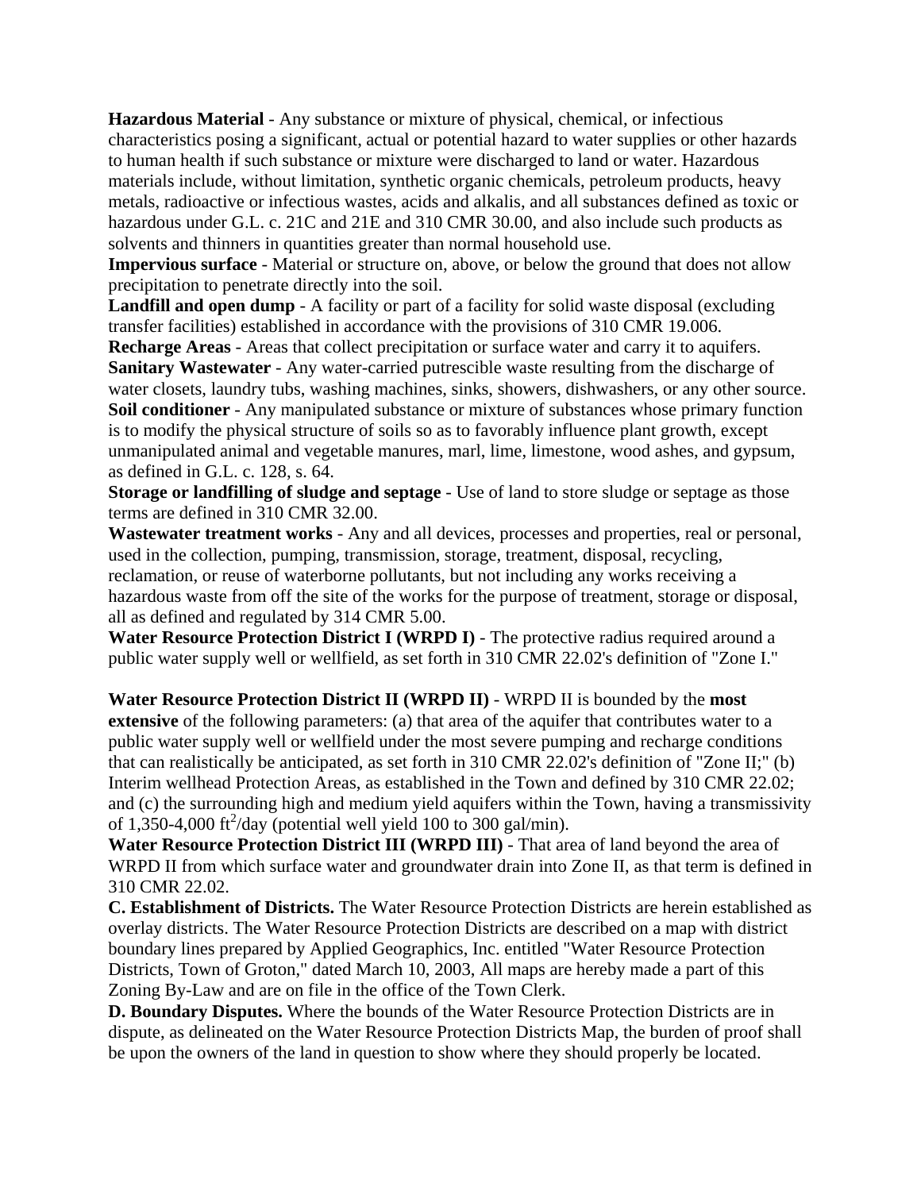**Hazardous Material** - Any substance or mixture of physical, chemical, or infectious characteristics posing a significant, actual or potential hazard to water supplies or other hazards to human health if such substance or mixture were discharged to land or water. Hazardous materials include, without limitation, synthetic organic chemicals, petroleum products, heavy metals, radioactive or infectious wastes, acids and alkalis, and all substances defined as toxic or hazardous under G.L. c. 21C and 21E and 310 CMR 30.00, and also include such products as solvents and thinners in quantities greater than normal household use.

**Impervious surface** - Material or structure on, above, or below the ground that does not allow precipitation to penetrate directly into the soil.

**Landfill and open dump** - A facility or part of a facility for solid waste disposal (excluding transfer facilities) established in accordance with the provisions of 310 CMR 19.006.

**Recharge Areas** - Areas that collect precipitation or surface water and carry it to aquifers.

**Sanitary Wastewater** - Any water-carried putrescible waste resulting from the discharge of water closets, laundry tubs, washing machines, sinks, showers, dishwashers, or any other source.

**Soil conditioner** - Any manipulated substance or mixture of substances whose primary function is to modify the physical structure of soils so as to favorably influence plant growth, except unmanipulated animal and vegetable manures, marl, lime, limestone, wood ashes, and gypsum, as defined in G.L. c. 128, s. 64.

**Storage or landfilling of sludge and septage** - Use of land to store sludge or septage as those terms are defined in 310 CMR 32.00.

**Wastewater treatment works** - Any and all devices, processes and properties, real or personal, used in the collection, pumping, transmission, storage, treatment, disposal, recycling, reclamation, or reuse of waterborne pollutants, but not including any works receiving a hazardous waste from off the site of the works for the purpose of treatment, storage or disposal, all as defined and regulated by 314 CMR 5.00.

**Water Resource Protection District I (WRPD I)** - The protective radius required around a public water supply well or wellfield, as set forth in 310 CMR 22.02's definition of "Zone I."

**Water Resource Protection District II (WRPD II)** - WRPD II is bounded by the **most extensive** of the following parameters: (a) that area of the aquifer that contributes water to a public water supply well or wellfield under the most severe pumping and recharge conditions that can realistically be anticipated, as set forth in 310 CMR 22.02's definition of "Zone II;" (b) Interim wellhead Protection Areas, as established in the Town and defined by 310 CMR 22.02; and (c) the surrounding high and medium yield aquifers within the Town, having a transmissivity of 1,350-4,000 $ft^2$/day (potential well yield 100 to 300 gal/min).

**Water Resource Protection District III (WRPD III)** - That area of land beyond the area of WRPD II from which surface water and groundwater drain into Zone II, as that term is defined in 310 CMR 22.02.

**C. Establishment of Districts.** The Water Resource Protection Districts are herein established as overlay districts. The Water Resource Protection Districts are described on a map with district boundary lines prepared by Applied Geographics, Inc. entitled "Water Resource Protection Districts, Town of Groton," dated March 10, 2003, All maps are hereby made a part of this Zoning By-Law and are on file in the office of the Town Clerk.

**D. Boundary Disputes.** Where the bounds of the Water Resource Protection Districts are in dispute, as delineated on the Water Resource Protection Districts Map, the burden of proof shall be upon the owners of the land in question to show where they should properly be located.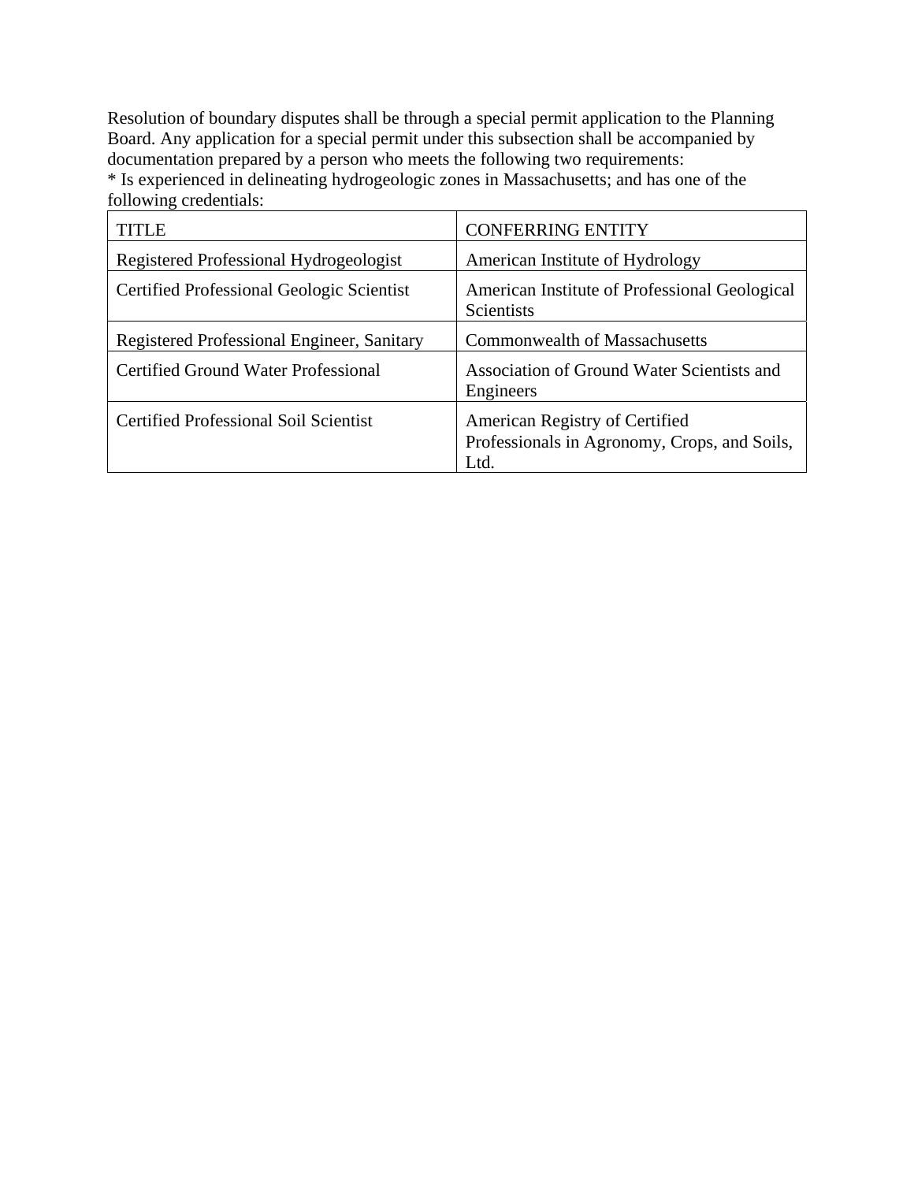Resolution of boundary disputes shall be through a special permit application to the Planning Board. Any application for a special permit under this subsection shall be accompanied by documentation prepared by a person who meets the following two requirements:

* Is experienced in delineating hydrogeologic zones in Massachusetts; and has one of the following credentials:

| TITLE | CONFERRING ENTITY |
|---|---|
| Registered Professional Hydrogeologist | American Institute of Hydrology |
| Certified Professional Geologic Scientist | American Institute of Professional Geological Scientists |
| Registered Professional Engineer, Sanitary | Commonwealth of Massachusetts |
| Certified Ground Water Professional | Association of Ground Water Scientists and Engineers |
| Certified Professional Soil Scientist | American Registry of Certified Professionals in Agronomy, Crops, and Soils, Ltd. |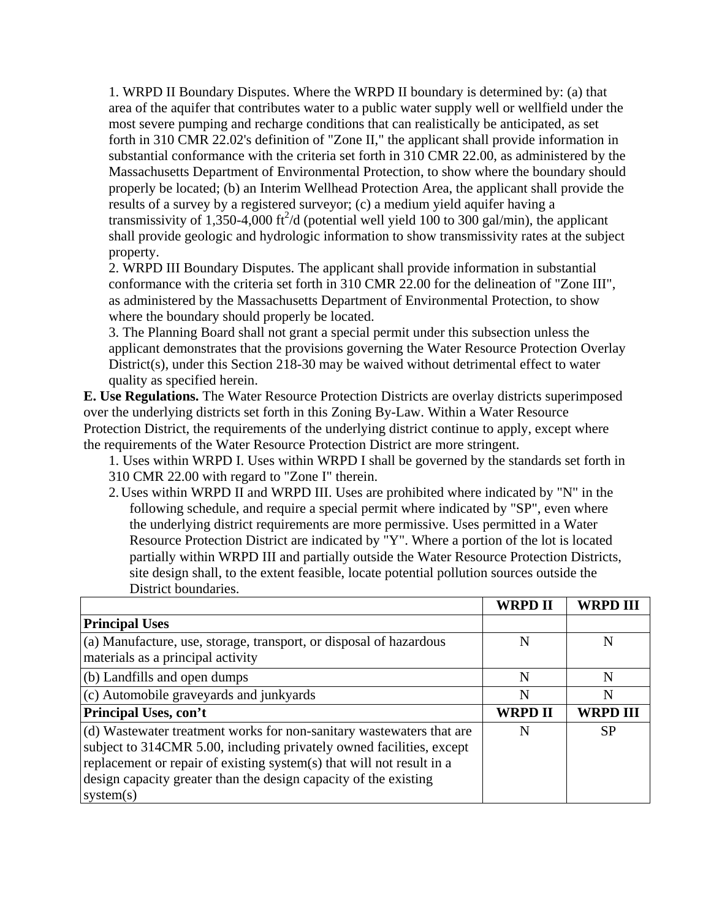1. WRPD II Boundary Disputes. Where the WRPD II boundary is determined by: (a) that area of the aquifer that contributes water to a public water supply well or wellfield under the most severe pumping and recharge conditions that can realistically be anticipated, as set forth in 310 CMR 22.02's definition of "Zone II," the applicant shall provide information in substantial conformance with the criteria set forth in 310 CMR 22.00, as administered by the Massachusetts Department of Environmental Protection, to show where the boundary should properly be located; (b) an Interim Wellhead Protection Area, the applicant shall provide the results of a survey by a registered surveyor; (c) a medium yield aquifer having a transmissivity of 1,350-4,000 $ft^2/d$ (potential well yield 100 to 300 gal/min), the applicant shall provide geologic and hydrologic information to show transmissivity rates at the subject property.

2. WRPD III Boundary Disputes. The applicant shall provide information in substantial conformance with the criteria set forth in 310 CMR 22.00 for the delineation of "Zone III", as administered by the Massachusetts Department of Environmental Protection, to show where the boundary should properly be located.

3. The Planning Board shall not grant a special permit under this subsection unless the applicant demonstrates that the provisions governing the Water Resource Protection Overlay District(s), under this Section 218-30 may be waived without detrimental effect to water quality as specified herein.

**E. Use Regulations.** The Water Resource Protection Districts are overlay districts superimposed over the underlying districts set forth in this Zoning By-Law. Within a Water Resource Protection District, the requirements of the underlying district continue to apply, except where the requirements of the Water Resource Protection District are more stringent.

1. Uses within WRPD I. Uses within WRPD I shall be governed by the standards set forth in 310 CMR 22.00 with regard to "Zone I" therein.
2. Uses within WRPD II and WRPD III. Uses are prohibited where indicated by "N" in the following schedule, and require a special permit where indicated by "SP", even where the underlying district requirements are more permissive. Uses permitted in a Water Resource Protection District are indicated by "Y". Where a portion of the lot is located partially within WRPD III and partially outside the Water Resource Protection Districts, site design shall, to the extent feasible, locate potential pollution sources outside the District boundaries.

| | **WRPD II** | **WRPD III** |
|---|---|---|
| **Principal Uses** | | |
| (a) Manufacture, use, storage, transport, or disposal of hazardous materials as a principal activity | N | N |
| (b) Landfills and open dumps | N | N |
| (c) Automobile graveyards and junkyards | N | N |
| **Principal Uses, con't** | **WRPD II** | **WRPD III** |
| (d) Wastewater treatment works for non-sanitary wastewaters that are subject to 314CMR 5.00, including privately owned facilities, except replacement or repair of existing system(s) that will not result in a design capacity greater than the design capacity of the existing system(s) | N | SP |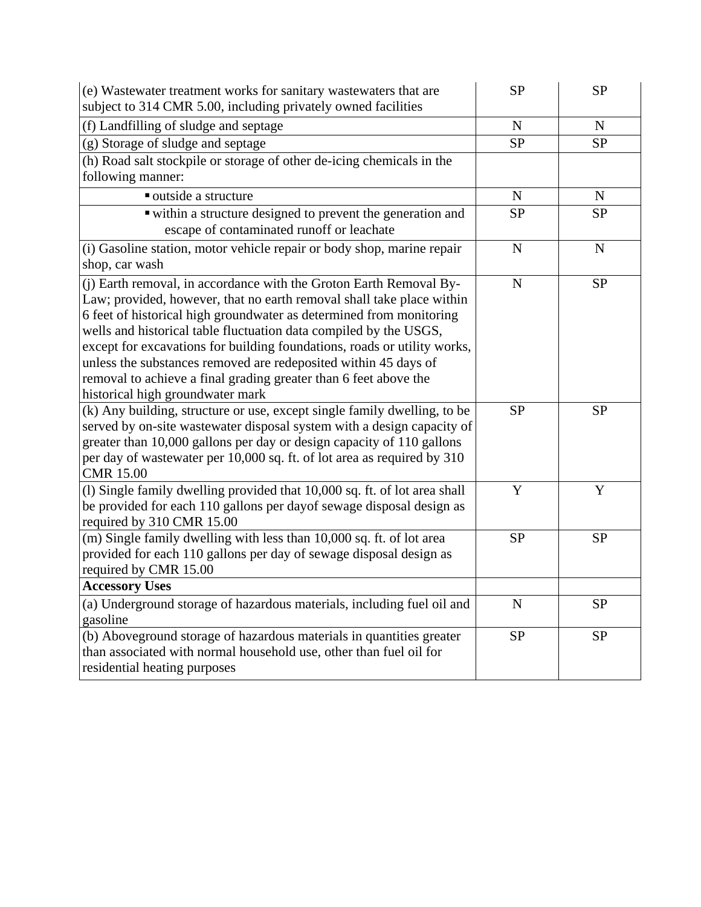| | | |
|---|---|---|
| (e) Wastewater treatment works for sanitary wastewaters that are subject to 314 CMR 5.00, including privately owned facilities | SP | SP |
| (f) Landfilling of sludge and septage | N | N |
| (g) Storage of sludge and septage | SP | SP |
| (h) Road salt stockpile or storage of other de-icing chemicals in the following manner: | | |
| ▪ outside a structure | N | N |
| ▪ within a structure designed to prevent the generation and escape of contaminated runoff or leachate | SP | SP |
| (i) Gasoline station, motor vehicle repair or body shop, marine repair shop, car wash | N | N |
| (j) Earth removal, in accordance with the Groton Earth Removal By-Law; provided, however, that no earth removal shall take place within 6 feet of historical high groundwater as determined from monitoring wells and historical table fluctuation data compiled by the USGS, except for excavations for building foundations, roads or utility works, unless the substances removed are redeposited within 45 days of removal to achieve a final grading greater than 6 feet above the historical high groundwater mark | N | SP |
| (k) Any building, structure or use, except single family dwelling, to be served by on-site wastewater disposal system with a design capacity of greater than 10,000 gallons per day or design capacity of 110 gallons per day of wastewater per 10,000 sq. ft. of lot area as required by 310 CMR 15.00 | SP | SP |
| (l) Single family dwelling provided that 10,000 sq. ft. of lot area shall be provided for each 110 gallons per dayof sewage disposal design as required by 310 CMR 15.00 | Y | Y |
| (m) Single family dwelling with less than 10,000 sq. ft. of lot area provided for each 110 gallons per day of sewage disposal design as required by CMR 15.00 | SP | SP |
| **Accessory Uses** | | |
| (a) Underground storage of hazardous materials, including fuel oil and gasoline | N | SP |
| (b) Aboveground storage of hazardous materials in quantities greater than associated with normal household use, other than fuel oil for residential heating purposes | SP | SP |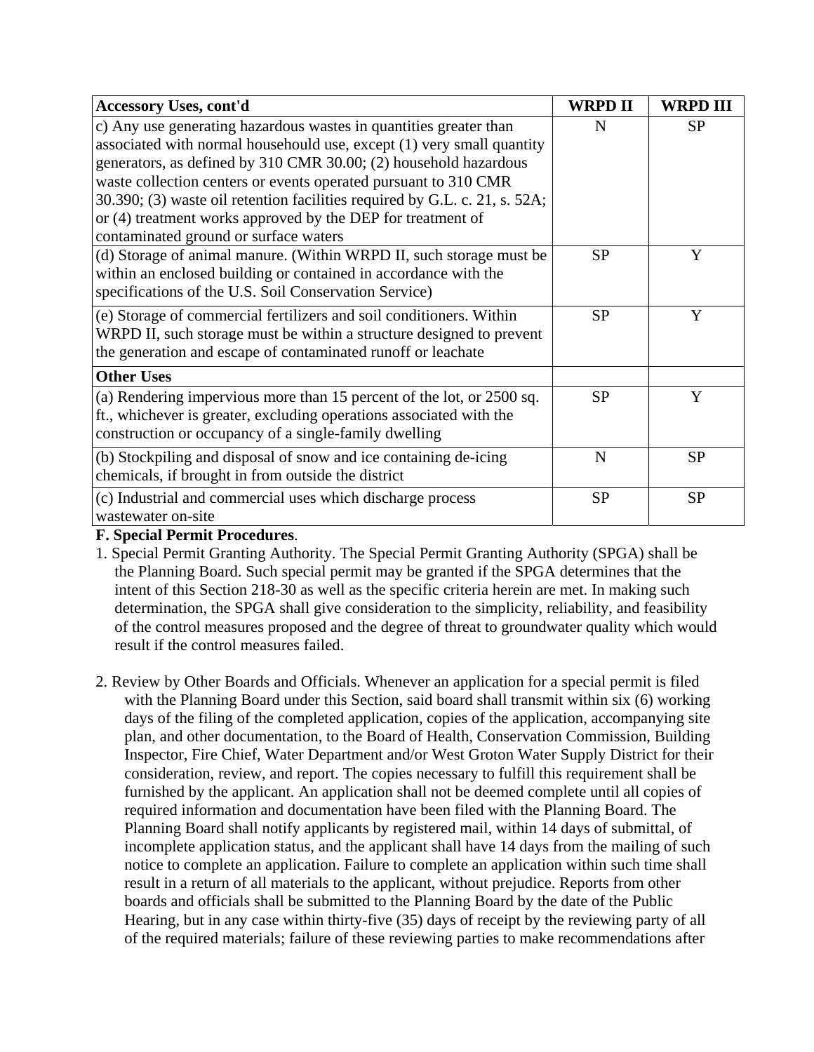| Accessory Uses, cont'd | WRPD II | WRPD III |
|---|---|---|
| c) Any use generating hazardous wastes in quantities greater than associated with normal househould use, except (1) very small quantity generators, as defined by 310 CMR 30.00; (2) household hazardous waste collection centers or events operated pursuant to 310 CMR 30.390; (3) waste oil retention facilities required by G.L. c. 21, s. 52A; or (4) treatment works approved by the DEP for treatment of contaminated ground or surface waters | N | SP |
| (d) Storage of animal manure. (Within WRPD II, such storage must be within an enclosed building or contained in accordance with the specifications of the U.S. Soil Conservation Service) | SP | Y |
| (e) Storage of commercial fertilizers and soil conditioners. Within WRPD II, such storage must be within a structure designed to prevent the generation and escape of contaminated runoff or leachate | SP | Y |
| **Other Uses** | | |
| (a) Rendering impervious more than 15 percent of the lot, or 2500 sq. ft., whichever is greater, excluding operations associated with the construction or occupancy of a single-family dwelling | SP | Y |
| (b) Stockpiling and disposal of snow and ice containing de-icing chemicals, if brought in from outside the district | N | SP |
| (c) Industrial and commercial uses which discharge process wastewater on-site | SP | SP |

**F. Special Permit Procedures**.

1. Special Permit Granting Authority. The Special Permit Granting Authority (SPGA) shall be the Planning Board. Such special permit may be granted if the SPGA determines that the intent of this Section 218-30 as well as the specific criteria herein are met. In making such determination, the SPGA shall give consideration to the simplicity, reliability, and feasibility of the control measures proposed and the degree of threat to groundwater quality which would result if the control measures failed.

2. Review by Other Boards and Officials. Whenever an application for a special permit is filed with the Planning Board under this Section, said board shall transmit within six (6) working days of the filing of the completed application, copies of the application, accompanying site plan, and other documentation, to the Board of Health, Conservation Commission, Building Inspector, Fire Chief, Water Department and/or West Groton Water Supply District for their consideration, review, and report. The copies necessary to fulfill this requirement shall be furnished by the applicant. An application shall not be deemed complete until all copies of required information and documentation have been filed with the Planning Board. The Planning Board shall notify applicants by registered mail, within 14 days of submittal, of incomplete application status, and the applicant shall have 14 days from the mailing of such notice to complete an application. Failure to complete an application within such time shall result in a return of all materials to the applicant, without prejudice. Reports from other boards and officials shall be submitted to the Planning Board by the date of the Public Hearing, but in any case within thirty-five (35) days of receipt by the reviewing party of all of the required materials; failure of these reviewing parties to make recommendations after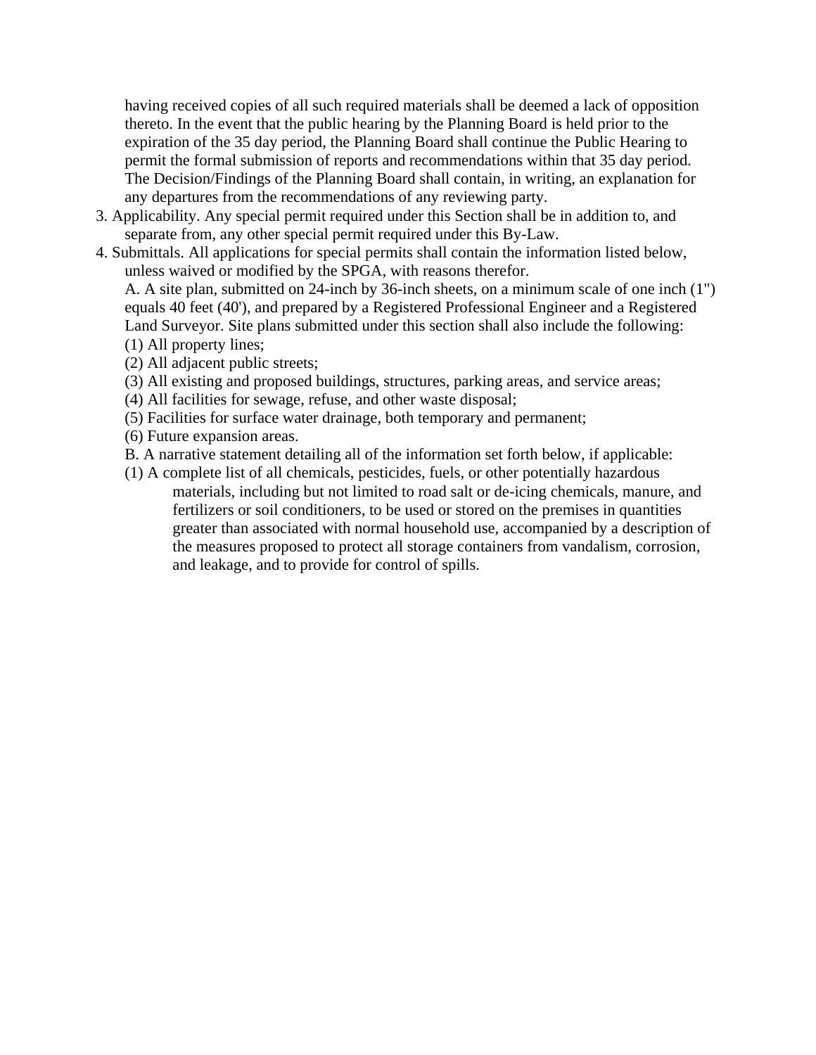having received copies of all such required materials shall be deemed a lack of opposition thereto. In the event that the public hearing by the Planning Board is held prior to the expiration of the 35 day period, the Planning Board shall continue the Public Hearing to permit the formal submission of reports and recommendations within that 35 day period. The Decision/Findings of the Planning Board shall contain, in writing, an explanation for any departures from the recommendations of any reviewing party.

3. Applicability. Any special permit required under this Section shall be in addition to, and separate from, any other special permit required under this By-Law.

4. Submittals. All applications for special permits shall contain the information listed below, unless waived or modified by the SPGA, with reasons therefor.

   A. A site plan, submitted on 24-inch by 36-inch sheets, on a minimum scale of one inch (1") equals 40 feet (40'), and prepared by a Registered Professional Engineer and a Registered Land Surveyor. Site plans submitted under this section shall also include the following:

   (1) All property lines;

   (2) All adjacent public streets;

   (3) All existing and proposed buildings, structures, parking areas, and service areas;

   (4) All facilities for sewage, refuse, and other waste disposal;

   (5) Facilities for surface water drainage, both temporary and permanent;

   (6) Future expansion areas.

   B. A narrative statement detailing all of the information set forth below, if applicable:

   (1) A complete list of all chemicals, pesticides, fuels, or other potentially hazardous materials, including but not limited to road salt or de-icing chemicals, manure, and fertilizers or soil conditioners, to be used or stored on the premises in quantities greater than associated with normal household use, accompanied by a description of the measures proposed to protect all storage containers from vandalism, corrosion, and leakage, and to provide for control of spills.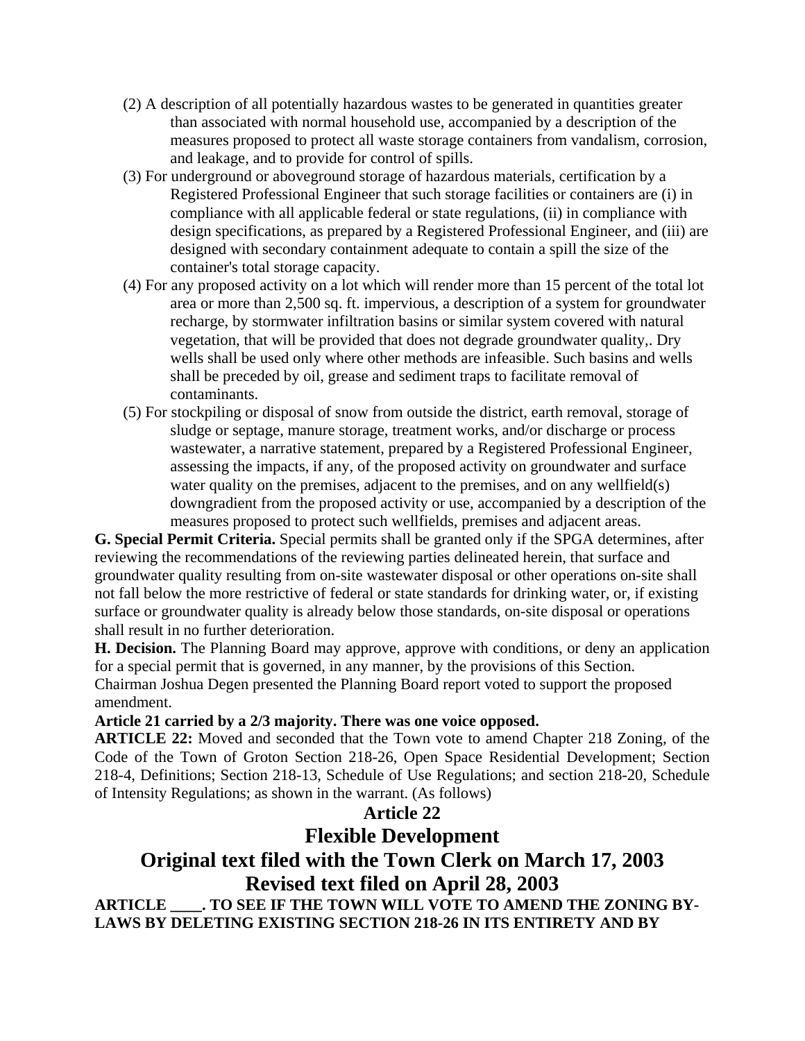(2) A description of all potentially hazardous wastes to be generated in quantities greater than associated with normal household use, accompanied by a description of the measures proposed to protect all waste storage containers from vandalism, corrosion, and leakage, and to provide for control of spills.

(3) For underground or aboveground storage of hazardous materials, certification by a Registered Professional Engineer that such storage facilities or containers are (i) in compliance with all applicable federal or state regulations, (ii) in compliance with design specifications, as prepared by a Registered Professional Engineer, and (iii) are designed with secondary containment adequate to contain a spill the size of the container's total storage capacity.

(4) For any proposed activity on a lot which will render more than 15 percent of the total lot area or more than 2,500 sq. ft. impervious, a description of a system for groundwater recharge, by stormwater infiltration basins or similar system covered with natural vegetation, that will be provided that does not degrade groundwater quality,. Dry wells shall be used only where other methods are infeasible. Such basins and wells shall be preceded by oil, grease and sediment traps to facilitate removal of contaminants.

(5) For stockpiling or disposal of snow from outside the district, earth removal, storage of sludge or septage, manure storage, treatment works, and/or discharge or process wastewater, a narrative statement, prepared by a Registered Professional Engineer, assessing the impacts, if any, of the proposed activity on groundwater and surface water quality on the premises, adjacent to the premises, and on any wellfield(s) downgradient from the proposed activity or use, accompanied by a description of the measures proposed to protect such wellfields, premises and adjacent areas.

**G. Special Permit Criteria.** Special permits shall be granted only if the SPGA determines, after reviewing the recommendations of the reviewing parties delineated herein, that surface and groundwater quality resulting from on-site wastewater disposal or other operations on-site shall not fall below the more restrictive of federal or state standards for drinking water, or, if existing surface or groundwater quality is already below those standards, on-site disposal or operations shall result in no further deterioration.

**H. Decision.** The Planning Board may approve, approve with conditions, or deny an application for a special permit that is governed, in any manner, by the provisions of this Section.

Chairman Joshua Degen presented the Planning Board report voted to support the proposed amendment.

**Article 21 carried by a 2/3 majority. There was one voice opposed.**

**ARTICLE 22:** Moved and seconded that the Town vote to amend Chapter 218 Zoning, of the Code of the Town of Groton Section 218-26, Open Space Residential Development; Section 218-4, Definitions; Section 218-13, Schedule of Use Regulations; and section 218-20, Schedule of Intensity Regulations; as shown in the warrant. (As follows)

## Article 22

## Flexible Development

## Original text filed with the Town Clerk on March 17, 2003

## Revised text filed on April 28, 2003

**ARTICLE ____. TO SEE IF THE TOWN WILL VOTE TO AMEND THE ZONING BY-LAWS BY DELETING EXISTING SECTION 218-26 IN ITS ENTIRETY AND BY**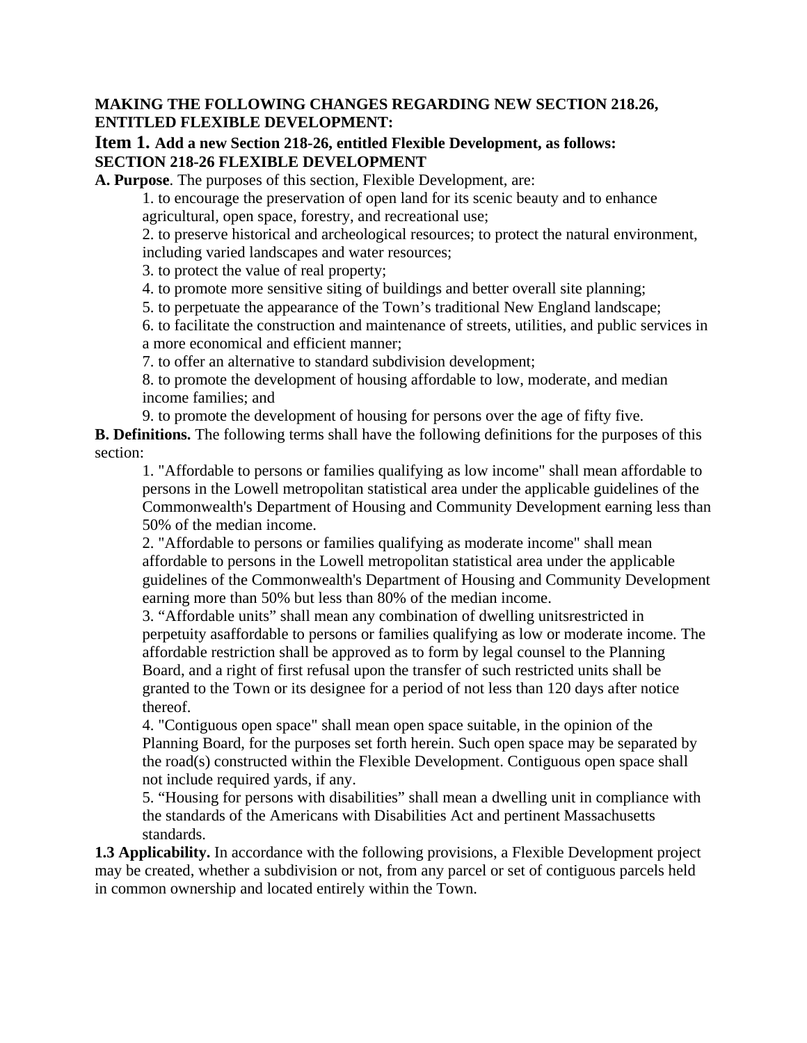**MAKING THE FOLLOWING CHANGES REGARDING NEW SECTION 218.26, ENTITLED FLEXIBLE DEVELOPMENT:**

**Item 1. Add a new Section 218-26, entitled Flexible Development, as follows:**

**SECTION 218-26 FLEXIBLE DEVELOPMENT**

**A. Purpose**. The purposes of this section, Flexible Development, are:

1. to encourage the preservation of open land for its scenic beauty and to enhance agricultural, open space, forestry, and recreational use;
2. to preserve historical and archeological resources; to protect the natural environment, including varied landscapes and water resources;
3. to protect the value of real property;
4. to promote more sensitive siting of buildings and better overall site planning;
5. to perpetuate the appearance of the Town's traditional New England landscape;
6. to facilitate the construction and maintenance of streets, utilities, and public services in a more economical and efficient manner;
7. to offer an alternative to standard subdivision development;
8. to promote the development of housing affordable to low, moderate, and median income families; and
9. to promote the development of housing for persons over the age of fifty five.

**B. Definitions.** The following terms shall have the following definitions for the purposes of this section:

1. "Affordable to persons or families qualifying as low income" shall mean affordable to persons in the Lowell metropolitan statistical area under the applicable guidelines of the Commonwealth's Department of Housing and Community Development earning less than 50% of the median income.
2. "Affordable to persons or families qualifying as moderate income" shall mean affordable to persons in the Lowell metropolitan statistical area under the applicable guidelines of the Commonwealth's Department of Housing and Community Development earning more than 50% but less than 80% of the median income.
3. "Affordable units" shall mean any combination of dwelling unitsrestricted in perpetuity asaffordable to persons or families qualifying as low or moderate income. The affordable restriction shall be approved as to form by legal counsel to the Planning Board, and a right of first refusal upon the transfer of such restricted units shall be granted to the Town or its designee for a period of not less than 120 days after notice thereof.
4. "Contiguous open space" shall mean open space suitable, in the opinion of the Planning Board, for the purposes set forth herein. Such open space may be separated by the road(s) constructed within the Flexible Development. Contiguous open space shall not include required yards, if any.
5. "Housing for persons with disabilities" shall mean a dwelling unit in compliance with the standards of the Americans with Disabilities Act and pertinent Massachusetts standards.

**1.3 Applicability.** In accordance with the following provisions, a Flexible Development project may be created, whether a subdivision or not, from any parcel or set of contiguous parcels held in common ownership and located entirely within the Town.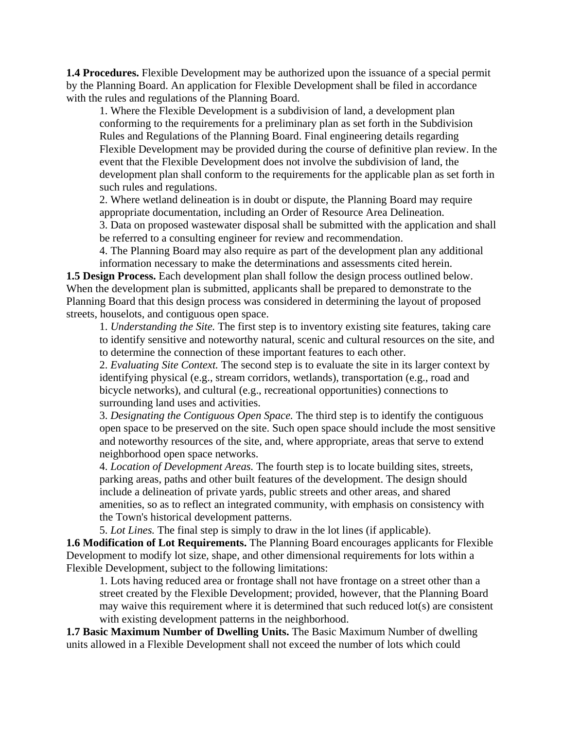**1.4 Procedures.** Flexible Development may be authorized upon the issuance of a special permit by the Planning Board. An application for Flexible Development shall be filed in accordance with the rules and regulations of the Planning Board.

1. Where the Flexible Development is a subdivision of land, a development plan conforming to the requirements for a preliminary plan as set forth in the Subdivision Rules and Regulations of the Planning Board. Final engineering details regarding Flexible Development may be provided during the course of definitive plan review. In the event that the Flexible Development does not involve the subdivision of land, the development plan shall conform to the requirements for the applicable plan as set forth in such rules and regulations.
2. Where wetland delineation is in doubt or dispute, the Planning Board may require appropriate documentation, including an Order of Resource Area Delineation.
3. Data on proposed wastewater disposal shall be submitted with the application and shall be referred to a consulting engineer for review and recommendation.
4. The Planning Board may also require as part of the development plan any additional information necessary to make the determinations and assessments cited herein.

**1.5 Design Process.** Each development plan shall follow the design process outlined below. When the development plan is submitted, applicants shall be prepared to demonstrate to the Planning Board that this design process was considered in determining the layout of proposed streets, houselots, and contiguous open space.

1. *Understanding the Site.* The first step is to inventory existing site features, taking care to identify sensitive and noteworthy natural, scenic and cultural resources on the site, and to determine the connection of these important features to each other.
2. *Evaluating Site Context.* The second step is to evaluate the site in its larger context by identifying physical (e.g., stream corridors, wetlands), transportation (e.g., road and bicycle networks), and cultural (e.g., recreational opportunities) connections to surrounding land uses and activities.
3. *Designating the Contiguous Open Space.* The third step is to identify the contiguous open space to be preserved on the site. Such open space should include the most sensitive and noteworthy resources of the site, and, where appropriate, areas that serve to extend neighborhood open space networks.
4. *Location of Development Areas.* The fourth step is to locate building sites, streets, parking areas, paths and other built features of the development. The design should include a delineation of private yards, public streets and other areas, and shared amenities, so as to reflect an integrated community, with emphasis on consistency with the Town's historical development patterns.
5. *Lot Lines.* The final step is simply to draw in the lot lines (if applicable).

**1.6 Modification of Lot Requirements.** The Planning Board encourages applicants for Flexible Development to modify lot size, shape, and other dimensional requirements for lots within a Flexible Development, subject to the following limitations:

1. Lots having reduced area or frontage shall not have frontage on a street other than a street created by the Flexible Development; provided, however, that the Planning Board may waive this requirement where it is determined that such reduced lot(s) are consistent with existing development patterns in the neighborhood.

**1.7 Basic Maximum Number of Dwelling Units.** The Basic Maximum Number of dwelling units allowed in a Flexible Development shall not exceed the number of lots which could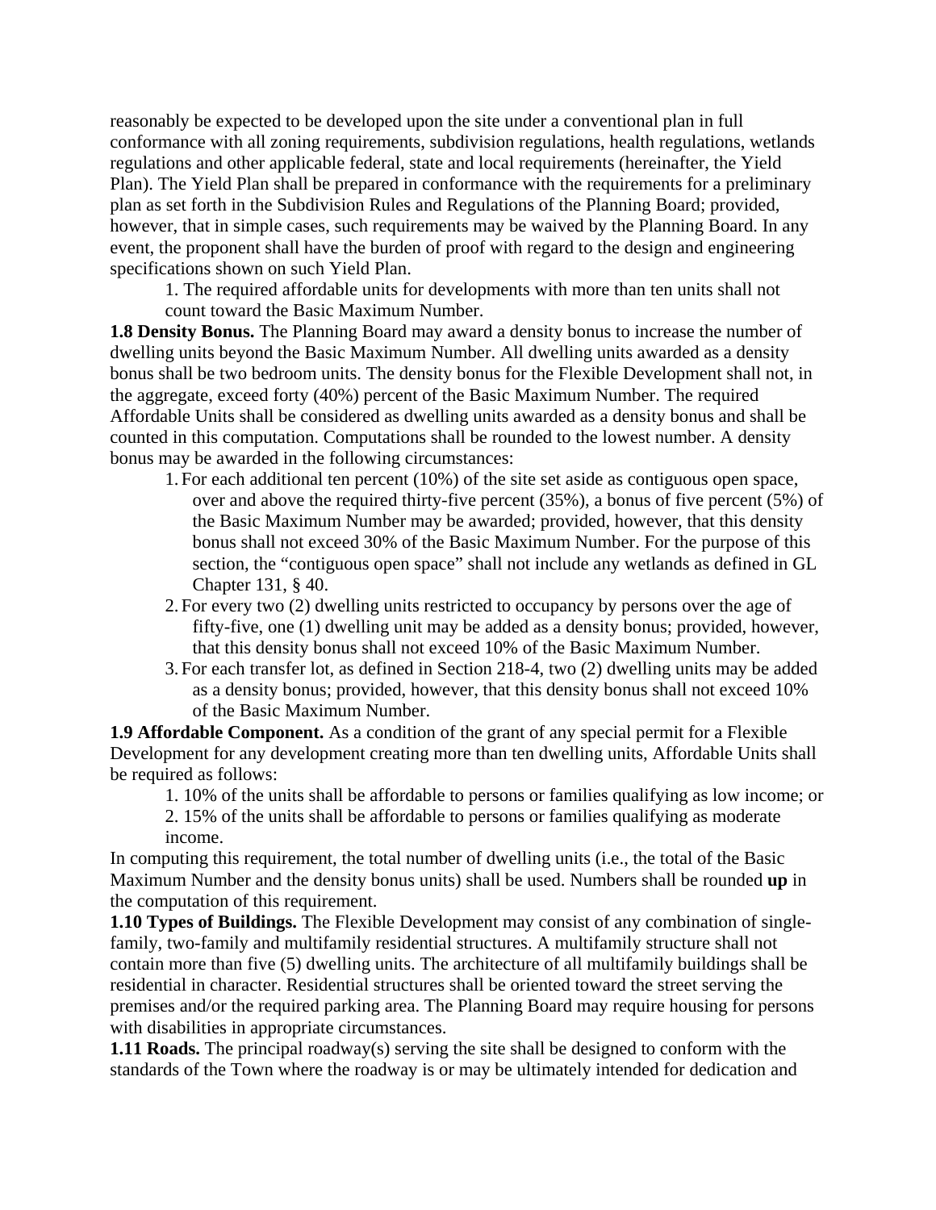reasonably be expected to be developed upon the site under a conventional plan in full conformance with all zoning requirements, subdivision regulations, health regulations, wetlands regulations and other applicable federal, state and local requirements (hereinafter, the Yield Plan). The Yield Plan shall be prepared in conformance with the requirements for a preliminary plan as set forth in the Subdivision Rules and Regulations of the Planning Board; provided, however, that in simple cases, such requirements may be waived by the Planning Board. In any event, the proponent shall have the burden of proof with regard to the design and engineering specifications shown on such Yield Plan.

1. The required affordable units for developments with more than ten units shall not count toward the Basic Maximum Number.

**1.8 Density Bonus.** The Planning Board may award a density bonus to increase the number of dwelling units beyond the Basic Maximum Number. All dwelling units awarded as a density bonus shall be two bedroom units. The density bonus for the Flexible Development shall not, in the aggregate, exceed forty (40%) percent of the Basic Maximum Number. The required Affordable Units shall be considered as dwelling units awarded as a density bonus and shall be counted in this computation. Computations shall be rounded to the lowest number. A density bonus may be awarded in the following circumstances:

1. For each additional ten percent (10%) of the site set aside as contiguous open space, over and above the required thirty-five percent (35%), a bonus of five percent (5%) of the Basic Maximum Number may be awarded; provided, however, that this density bonus shall not exceed 30% of the Basic Maximum Number. For the purpose of this section, the "contiguous open space" shall not include any wetlands as defined in GL Chapter 131, § 40.
2. For every two (2) dwelling units restricted to occupancy by persons over the age of fifty-five, one (1) dwelling unit may be added as a density bonus; provided, however, that this density bonus shall not exceed 10% of the Basic Maximum Number.
3. For each transfer lot, as defined in Section 218-4, two (2) dwelling units may be added as a density bonus; provided, however, that this density bonus shall not exceed 10% of the Basic Maximum Number.

**1.9 Affordable Component.** As a condition of the grant of any special permit for a Flexible Development for any development creating more than ten dwelling units, Affordable Units shall be required as follows:

1. 10% of the units shall be affordable to persons or families qualifying as low income; or
2. 15% of the units shall be affordable to persons or families qualifying as moderate income.

In computing this requirement, the total number of dwelling units (i.e., the total of the Basic Maximum Number and the density bonus units) shall be used. Numbers shall be rounded **up** in the computation of this requirement.

**1.10 Types of Buildings.** The Flexible Development may consist of any combination of single-family, two-family and multifamily residential structures. A multifamily structure shall not contain more than five (5) dwelling units. The architecture of all multifamily buildings shall be residential in character. Residential structures shall be oriented toward the street serving the premises and/or the required parking area. The Planning Board may require housing for persons with disabilities in appropriate circumstances.

**1.11 Roads.** The principal roadway(s) serving the site shall be designed to conform with the standards of the Town where the roadway is or may be ultimately intended for dedication and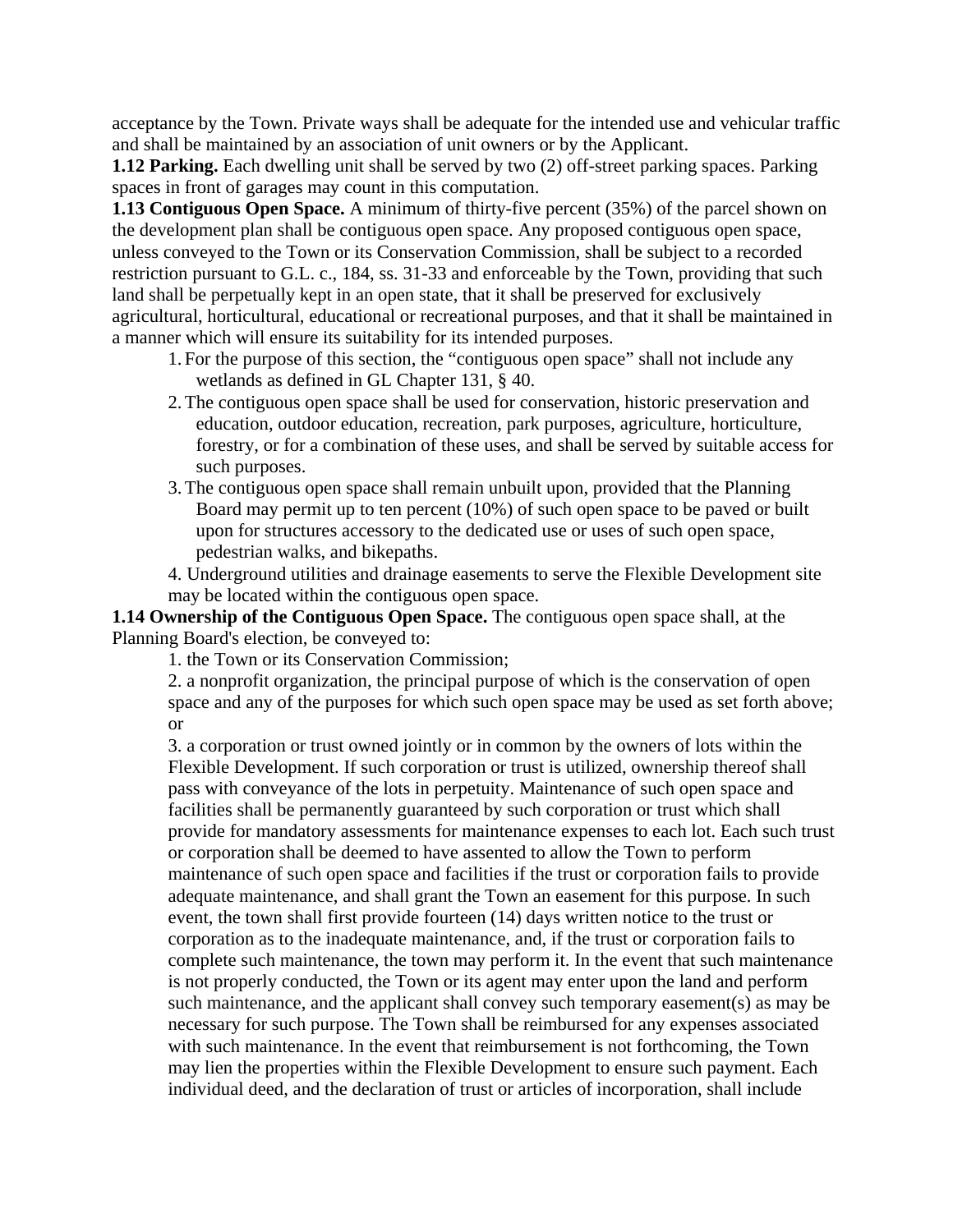acceptance by the Town. Private ways shall be adequate for the intended use and vehicular traffic and shall be maintained by an association of unit owners or by the Applicant.

**1.12 Parking.** Each dwelling unit shall be served by two (2) off-street parking spaces. Parking spaces in front of garages may count in this computation.

**1.13 Contiguous Open Space.** A minimum of thirty-five percent (35%) of the parcel shown on the development plan shall be contiguous open space. Any proposed contiguous open space, unless conveyed to the Town or its Conservation Commission, shall be subject to a recorded restriction pursuant to G.L. c., 184, ss. 31-33 and enforceable by the Town, providing that such land shall be perpetually kept in an open state, that it shall be preserved for exclusively agricultural, horticultural, educational or recreational purposes, and that it shall be maintained in a manner which will ensure its suitability for its intended purposes.

1. For the purpose of this section, the "contiguous open space" shall not include any wetlands as defined in GL Chapter 131, § 40.
2. The contiguous open space shall be used for conservation, historic preservation and education, outdoor education, recreation, park purposes, agriculture, horticulture, forestry, or for a combination of these uses, and shall be served by suitable access for such purposes.
3. The contiguous open space shall remain unbuilt upon, provided that the Planning Board may permit up to ten percent (10%) of such open space to be paved or built upon for structures accessory to the dedicated use or uses of such open space, pedestrian walks, and bikepaths.
4. Underground utilities and drainage easements to serve the Flexible Development site may be located within the contiguous open space.

**1.14 Ownership of the Contiguous Open Space.** The contiguous open space shall, at the Planning Board's election, be conveyed to:

1. the Town or its Conservation Commission;
2. a nonprofit organization, the principal purpose of which is the conservation of open space and any of the purposes for which such open space may be used as set forth above; or
3. a corporation or trust owned jointly or in common by the owners of lots within the Flexible Development. If such corporation or trust is utilized, ownership thereof shall pass with conveyance of the lots in perpetuity. Maintenance of such open space and facilities shall be permanently guaranteed by such corporation or trust which shall provide for mandatory assessments for maintenance expenses to each lot. Each such trust or corporation shall be deemed to have assented to allow the Town to perform maintenance of such open space and facilities if the trust or corporation fails to provide adequate maintenance, and shall grant the Town an easement for this purpose. In such event, the town shall first provide fourteen (14) days written notice to the trust or corporation as to the inadequate maintenance, and, if the trust or corporation fails to complete such maintenance, the town may perform it. In the event that such maintenance is not properly conducted, the Town or its agent may enter upon the land and perform such maintenance, and the applicant shall convey such temporary easement(s) as may be necessary for such purpose. The Town shall be reimbursed for any expenses associated with such maintenance. In the event that reimbursement is not forthcoming, the Town may lien the properties within the Flexible Development to ensure such payment. Each individual deed, and the declaration of trust or articles of incorporation, shall include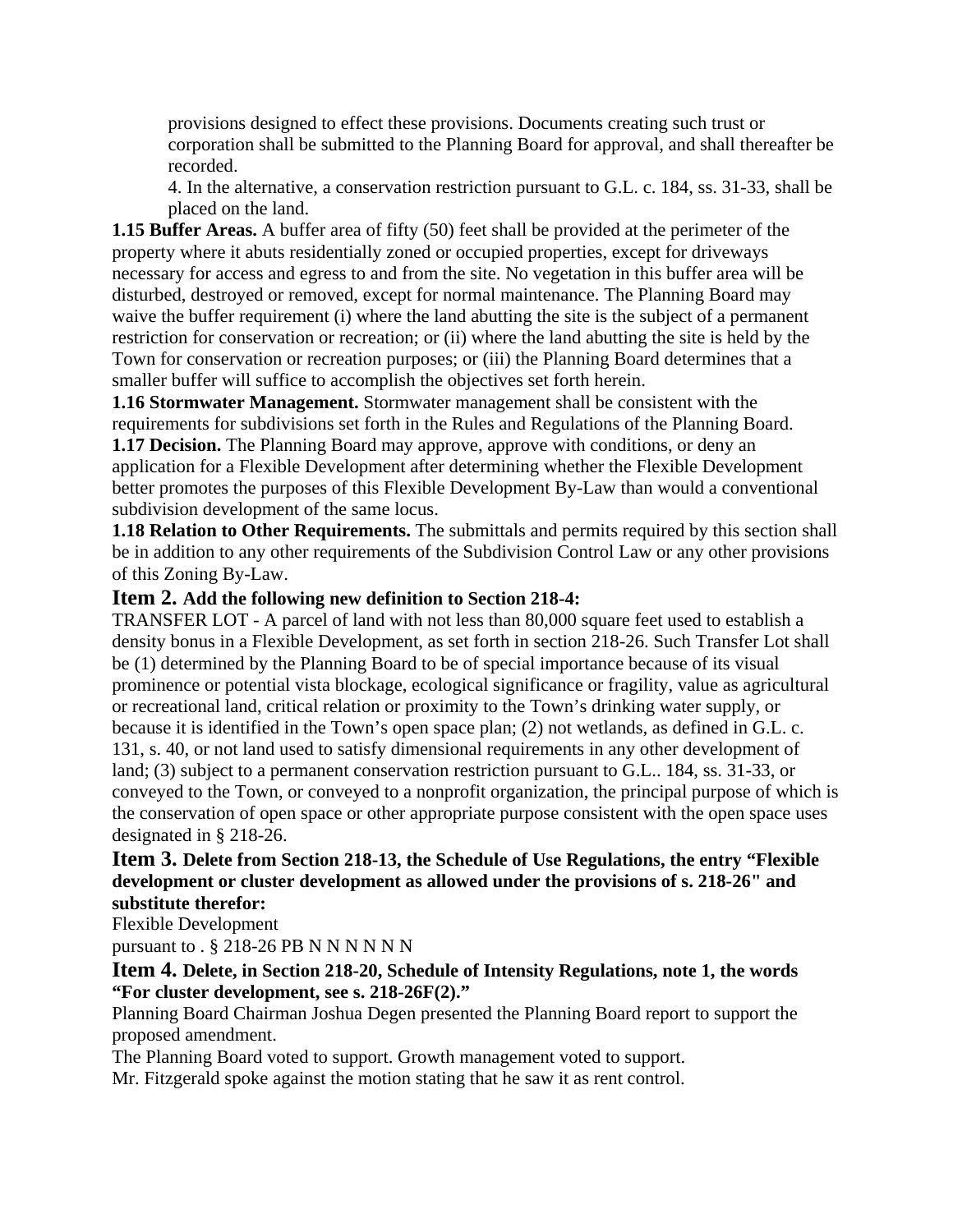provisions designed to effect these provisions. Documents creating such trust or corporation shall be submitted to the Planning Board for approval, and shall thereafter be recorded.

4. In the alternative, a conservation restriction pursuant to G.L. c. 184, ss. 31-33, shall be placed on the land.

**1.15 Buffer Areas.** A buffer area of fifty (50) feet shall be provided at the perimeter of the property where it abuts residentially zoned or occupied properties, except for driveways necessary for access and egress to and from the site. No vegetation in this buffer area will be disturbed, destroyed or removed, except for normal maintenance. The Planning Board may waive the buffer requirement (i) where the land abutting the site is the subject of a permanent restriction for conservation or recreation; or (ii) where the land abutting the site is held by the Town for conservation or recreation purposes; or (iii) the Planning Board determines that a smaller buffer will suffice to accomplish the objectives set forth herein.

**1.16 Stormwater Management.** Stormwater management shall be consistent with the requirements for subdivisions set forth in the Rules and Regulations of the Planning Board.

**1.17 Decision.** The Planning Board may approve, approve with conditions, or deny an application for a Flexible Development after determining whether the Flexible Development better promotes the purposes of this Flexible Development By-Law than would a conventional subdivision development of the same locus.

**1.18 Relation to Other Requirements.** The submittals and permits required by this section shall be in addition to any other requirements of the Subdivision Control Law or any other provisions of this Zoning By-Law.

### Item 2. Add the following new definition to Section 218-4:

TRANSFER LOT - A parcel of land with not less than 80,000 square feet used to establish a density bonus in a Flexible Development, as set forth in section 218-26. Such Transfer Lot shall be (1) determined by the Planning Board to be of special importance because of its visual prominence or potential vista blockage, ecological significance or fragility, value as agricultural or recreational land, critical relation or proximity to the Town's drinking water supply, or because it is identified in the Town's open space plan; (2) not wetlands, as defined in G.L. c. 131, s. 40, or not land used to satisfy dimensional requirements in any other development of land; (3) subject to a permanent conservation restriction pursuant to G.L.. 184, ss. 31-33, or conveyed to the Town, or conveyed to a nonprofit organization, the principal purpose of which is the conservation of open space or other appropriate purpose consistent with the open space uses designated in § 218-26.

### Item 3. Delete from Section 218-13, the Schedule of Use Regulations, the entry "Flexible development or cluster development as allowed under the provisions of s. 218-26" and substitute therefor:

Flexible Development
pursuant to . § 218-26 PB N N N N N N

### Item 4. Delete, in Section 218-20, Schedule of Intensity Regulations, note 1, the words "For cluster development, see s. 218-26F(2)."

Planning Board Chairman Joshua Degen presented the Planning Board report to support the proposed amendment.

The Planning Board voted to support. Growth management voted to support.

Mr. Fitzgerald spoke against the motion stating that he saw it as rent control.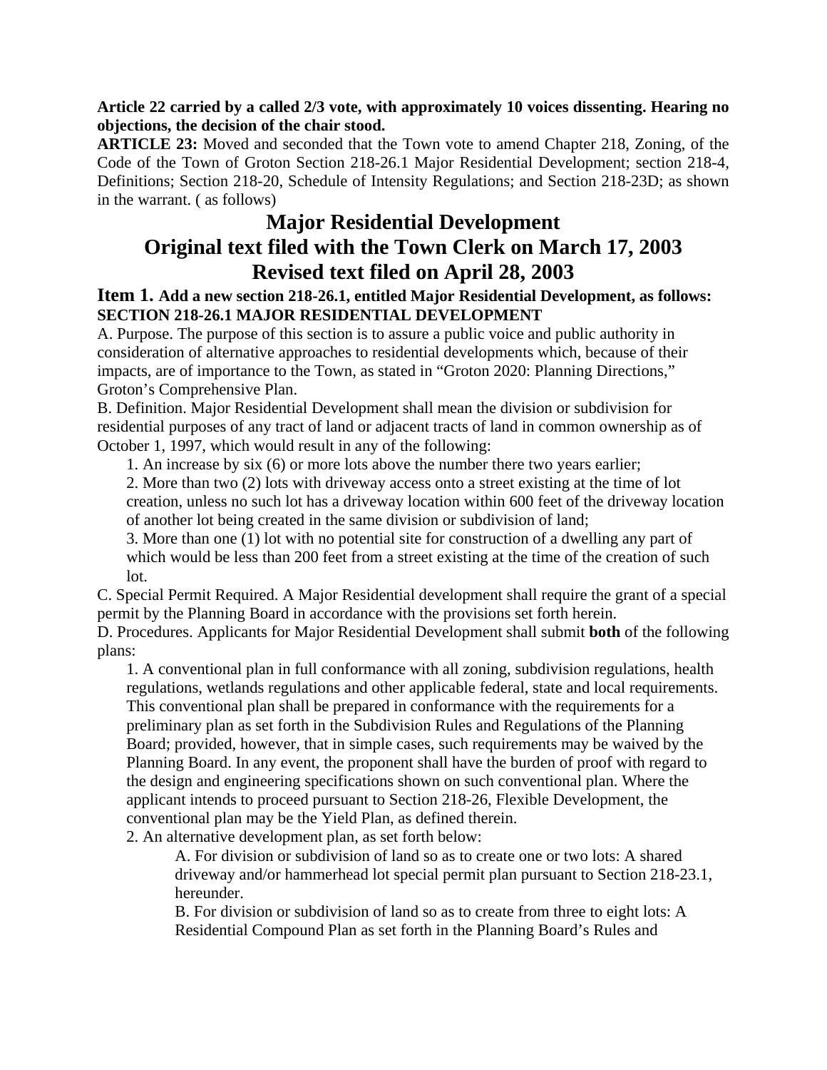**Article 22 carried by a called 2/3 vote, with approximately 10 voices dissenting. Hearing no objections, the decision of the chair stood.**

**ARTICLE 23:** Moved and seconded that the Town vote to amend Chapter 218, Zoning, of the Code of the Town of Groton Section 218-26.1 Major Residential Development; section 218-4, Definitions; Section 218-20, Schedule of Intensity Regulations; and Section 218-23D; as shown in the warrant. ( as follows)

# Major Residential Development
# Original text filed with the Town Clerk on March 17, 2003
# Revised text filed on April 28, 2003

**Item 1. Add a new section 218-26.1, entitled Major Residential Development, as follows:**
**SECTION 218-26.1 MAJOR RESIDENTIAL DEVELOPMENT**

A. Purpose. The purpose of this section is to assure a public voice and public authority in consideration of alternative approaches to residential developments which, because of their impacts, are of importance to the Town, as stated in "Groton 2020: Planning Directions," Groton's Comprehensive Plan.

B. Definition. Major Residential Development shall mean the division or subdivision for residential purposes of any tract of land or adjacent tracts of land in common ownership as of October 1, 1997, which would result in any of the following:

1. An increase by six (6) or more lots above the number there two years earlier;
2. More than two (2) lots with driveway access onto a street existing at the time of lot creation, unless no such lot has a driveway location within 600 feet of the driveway location of another lot being created in the same division or subdivision of land;
3. More than one (1) lot with no potential site for construction of a dwelling any part of which would be less than 200 feet from a street existing at the time of the creation of such lot.

C. Special Permit Required. A Major Residential development shall require the grant of a special permit by the Planning Board in accordance with the provisions set forth herein.

D. Procedures. Applicants for Major Residential Development shall submit **both** of the following plans:

1. A conventional plan in full conformance with all zoning, subdivision regulations, health regulations, wetlands regulations and other applicable federal, state and local requirements. This conventional plan shall be prepared in conformance with the requirements for a preliminary plan as set forth in the Subdivision Rules and Regulations of the Planning Board; provided, however, that in simple cases, such requirements may be waived by the Planning Board. In any event, the proponent shall have the burden of proof with regard to the design and engineering specifications shown on such conventional plan. Where the applicant intends to proceed pursuant to Section 218-26, Flexible Development, the conventional plan may be the Yield Plan, as defined therein.
2. An alternative development plan, as set forth below:
   A. For division or subdivision of land so as to create one or two lots: A shared driveway and/or hammerhead lot special permit plan pursuant to Section 218-23.1, hereunder.
   B. For division or subdivision of land so as to create from three to eight lots: A Residential Compound Plan as set forth in the Planning Board's Rules and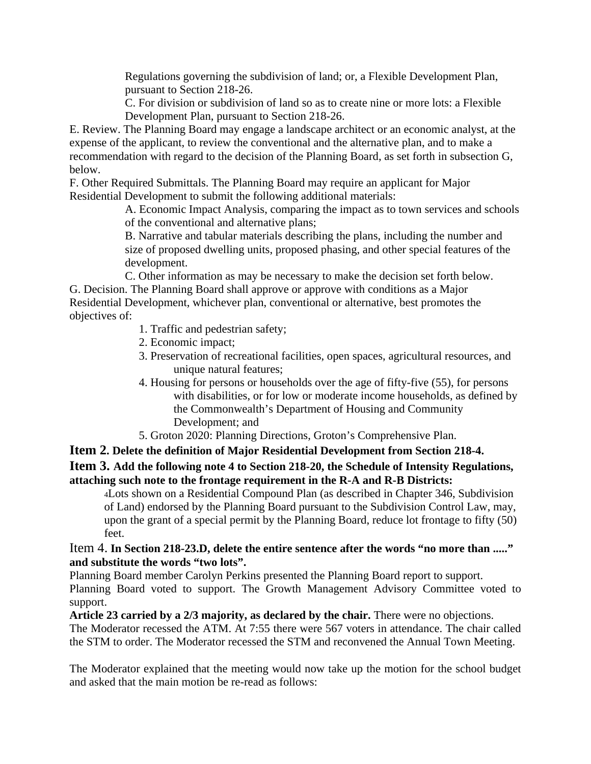Regulations governing the subdivision of land; or, a Flexible Development Plan, pursuant to Section 218-26.

C. For division or subdivision of land so as to create nine or more lots: a Flexible Development Plan, pursuant to Section 218-26.

E. Review. The Planning Board may engage a landscape architect or an economic analyst, at the expense of the applicant, to review the conventional and the alternative plan, and to make a recommendation with regard to the decision of the Planning Board, as set forth in subsection G, below.

F. Other Required Submittals. The Planning Board may require an applicant for Major Residential Development to submit the following additional materials:

A. Economic Impact Analysis, comparing the impact as to town services and schools of the conventional and alternative plans;

B. Narrative and tabular materials describing the plans, including the number and size of proposed dwelling units, proposed phasing, and other special features of the development.

C. Other information as may be necessary to make the decision set forth below.

G. Decision. The Planning Board shall approve or approve with conditions as a Major Residential Development, whichever plan, conventional or alternative, best promotes the objectives of:

1. Traffic and pedestrian safety;
2. Economic impact;
3. Preservation of recreational facilities, open spaces, agricultural resources, and unique natural features;
4. Housing for persons or households over the age of fifty-five (55), for persons with disabilities, or for low or moderate income households, as defined by the Commonwealth's Department of Housing and Community Development; and
5. Groton 2020: Planning Directions, Groton's Comprehensive Plan.

**Item 2. Delete the definition of Major Residential Development from Section 218-4.**

**Item 3. Add the following note 4 to Section 218-20, the Schedule of Intensity Regulations, attaching such note to the frontage requirement in the R-A and R-B Districts:**

[4]Lots shown on a Residential Compound Plan (as described in Chapter 346, Subdivision of Land) endorsed by the Planning Board pursuant to the Subdivision Control Law, may, upon the grant of a special permit by the Planning Board, reduce lot frontage to fifty (50) feet.

Item 4. **In Section 218-23.D, delete the entire sentence after the words "no more than ....." and substitute the words "two lots".**

Planning Board member Carolyn Perkins presented the Planning Board report to support.
Planning Board voted to support. The Growth Management Advisory Committee voted to support.

**Article 23 carried by a 2/3 majority, as declared by the chair.** There were no objections.
The Moderator recessed the ATM. At 7:55 there were 567 voters in attendance. The chair called the STM to order. The Moderator recessed the STM and reconvened the Annual Town Meeting.

The Moderator explained that the meeting would now take up the motion for the school budget and asked that the main motion be re-read as follows: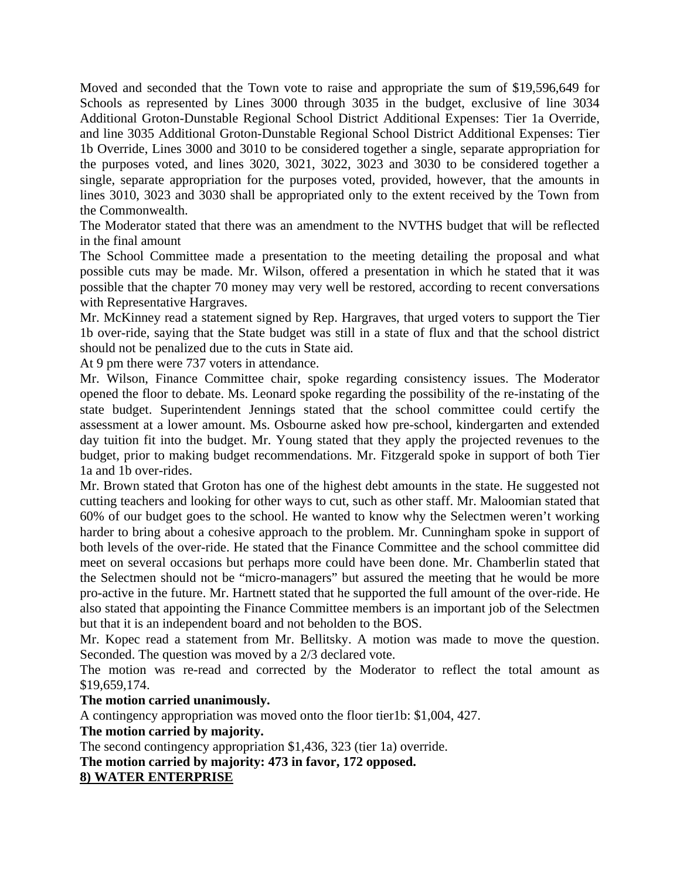Moved and seconded that the Town vote to raise and appropriate the sum of $19,596,649 for Schools as represented by Lines 3000 through 3035 in the budget, exclusive of line 3034 Additional Groton-Dunstable Regional School District Additional Expenses: Tier 1a Override, and line 3035 Additional Groton-Dunstable Regional School District Additional Expenses: Tier 1b Override, Lines 3000 and 3010 to be considered together a single, separate appropriation for the purposes voted, and lines 3020, 3021, 3022, 3023 and 3030 to be considered together a single, separate appropriation for the purposes voted, provided, however, that the amounts in lines 3010, 3023 and 3030 shall be appropriated only to the extent received by the Town from the Commonwealth.

The Moderator stated that there was an amendment to the NVTHS budget that will be reflected in the final amount

The School Committee made a presentation to the meeting detailing the proposal and what possible cuts may be made. Mr. Wilson, offered a presentation in which he stated that it was possible that the chapter 70 money may very well be restored, according to recent conversations with Representative Hargraves.

Mr. McKinney read a statement signed by Rep. Hargraves, that urged voters to support the Tier 1b over-ride, saying that the State budget was still in a state of flux and that the school district should not be penalized due to the cuts in State aid.

At 9 pm there were 737 voters in attendance.

Mr. Wilson, Finance Committee chair, spoke regarding consistency issues. The Moderator opened the floor to debate. Ms. Leonard spoke regarding the possibility of the re-instating of the state budget. Superintendent Jennings stated that the school committee could certify the assessment at a lower amount. Ms. Osbourne asked how pre-school, kindergarten and extended day tuition fit into the budget. Mr. Young stated that they apply the projected revenues to the budget, prior to making budget recommendations. Mr. Fitzgerald spoke in support of both Tier 1a and 1b over-rides.

Mr. Brown stated that Groton has one of the highest debt amounts in the state. He suggested not cutting teachers and looking for other ways to cut, such as other staff. Mr. Maloomian stated that 60% of our budget goes to the school. He wanted to know why the Selectmen weren't working harder to bring about a cohesive approach to the problem. Mr. Cunningham spoke in support of both levels of the over-ride. He stated that the Finance Committee and the school committee did meet on several occasions but perhaps more could have been done. Mr. Chamberlin stated that the Selectmen should not be "micro-managers" but assured the meeting that he would be more pro-active in the future. Mr. Hartnett stated that he supported the full amount of the over-ride. He also stated that appointing the Finance Committee members is an important job of the Selectmen but that it is an independent board and not beholden to the BOS.

Mr. Kopec read a statement from Mr. Bellitsky. A motion was made to move the question. Seconded. The question was moved by a 2/3 declared vote.

The motion was re-read and corrected by the Moderator to reflect the total amount as $19,659,174.

**The motion carried unanimously.**

A contingency appropriation was moved onto the floor tier1b: $1,004, 427.

**The motion carried by majority.**

The second contingency appropriation $1,436, 323 (tier 1a) override.

**The motion carried by majority: 473 in favor, 172 opposed.**

**8) WATER ENTERPRISE**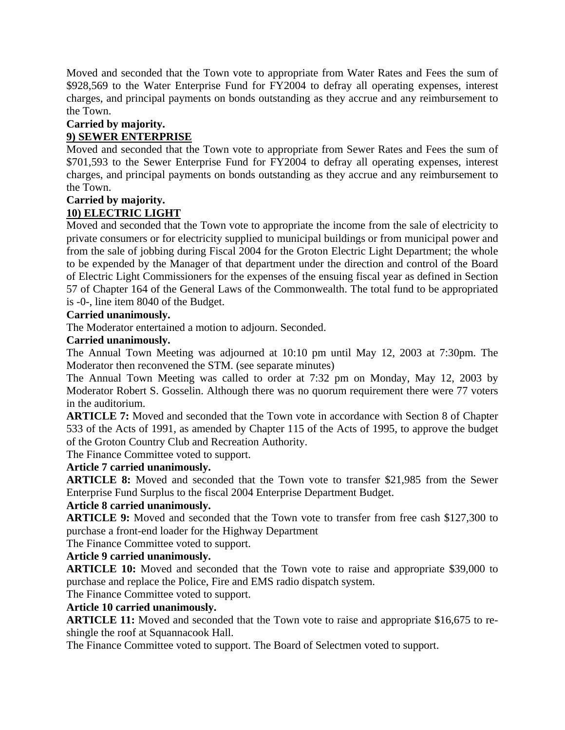Moved and seconded that the Town vote to appropriate from Water Rates and Fees the sum of $928,569 to the Water Enterprise Fund for FY2004 to defray all operating expenses, interest charges, and principal payments on bonds outstanding as they accrue and any reimbursement to the Town.

**Carried by majority.**

**9) SEWER ENTERPRISE**

Moved and seconded that the Town vote to appropriate from Sewer Rates and Fees the sum of $701,593 to the Sewer Enterprise Fund for FY2004 to defray all operating expenses, interest charges, and principal payments on bonds outstanding as they accrue and any reimbursement to the Town.

**Carried by majority.**

**10) ELECTRIC LIGHT**

Moved and seconded that the Town vote to appropriate the income from the sale of electricity to private consumers or for electricity supplied to municipal buildings or from municipal power and from the sale of jobbing during Fiscal 2004 for the Groton Electric Light Department; the whole to be expended by the Manager of that department under the direction and control of the Board of Electric Light Commissioners for the expenses of the ensuing fiscal year as defined in Section 57 of Chapter 164 of the General Laws of the Commonwealth. The total fund to be appropriated is -0-, line item 8040 of the Budget.

**Carried unanimously.**

The Moderator entertained a motion to adjourn. Seconded.

**Carried unanimously.**

The Annual Town Meeting was adjourned at 10:10 pm until May 12, 2003 at 7:30pm. The Moderator then reconvened the STM. (see separate minutes)

The Annual Town Meeting was called to order at 7:32 pm on Monday, May 12, 2003 by Moderator Robert S. Gosselin. Although there was no quorum requirement there were 77 voters in the auditorium.

**ARTICLE 7:** Moved and seconded that the Town vote in accordance with Section 8 of Chapter 533 of the Acts of 1991, as amended by Chapter 115 of the Acts of 1995, to approve the budget of the Groton Country Club and Recreation Authority.

The Finance Committee voted to support.

**Article 7 carried unanimously.**

**ARTICLE 8:** Moved and seconded that the Town vote to transfer $21,985 from the Sewer Enterprise Fund Surplus to the fiscal 2004 Enterprise Department Budget.

**Article 8 carried unanimously.**

**ARTICLE 9:** Moved and seconded that the Town vote to transfer from free cash $127,300 to purchase a front-end loader for the Highway Department

The Finance Committee voted to support.

**Article 9 carried unanimously.**

**ARTICLE 10:** Moved and seconded that the Town vote to raise and appropriate $39,000 to purchase and replace the Police, Fire and EMS radio dispatch system.

The Finance Committee voted to support.

**Article 10 carried unanimously.**

**ARTICLE 11:** Moved and seconded that the Town vote to raise and appropriate $16,675 to re-shingle the roof at Squannacook Hall.

The Finance Committee voted to support. The Board of Selectmen voted to support.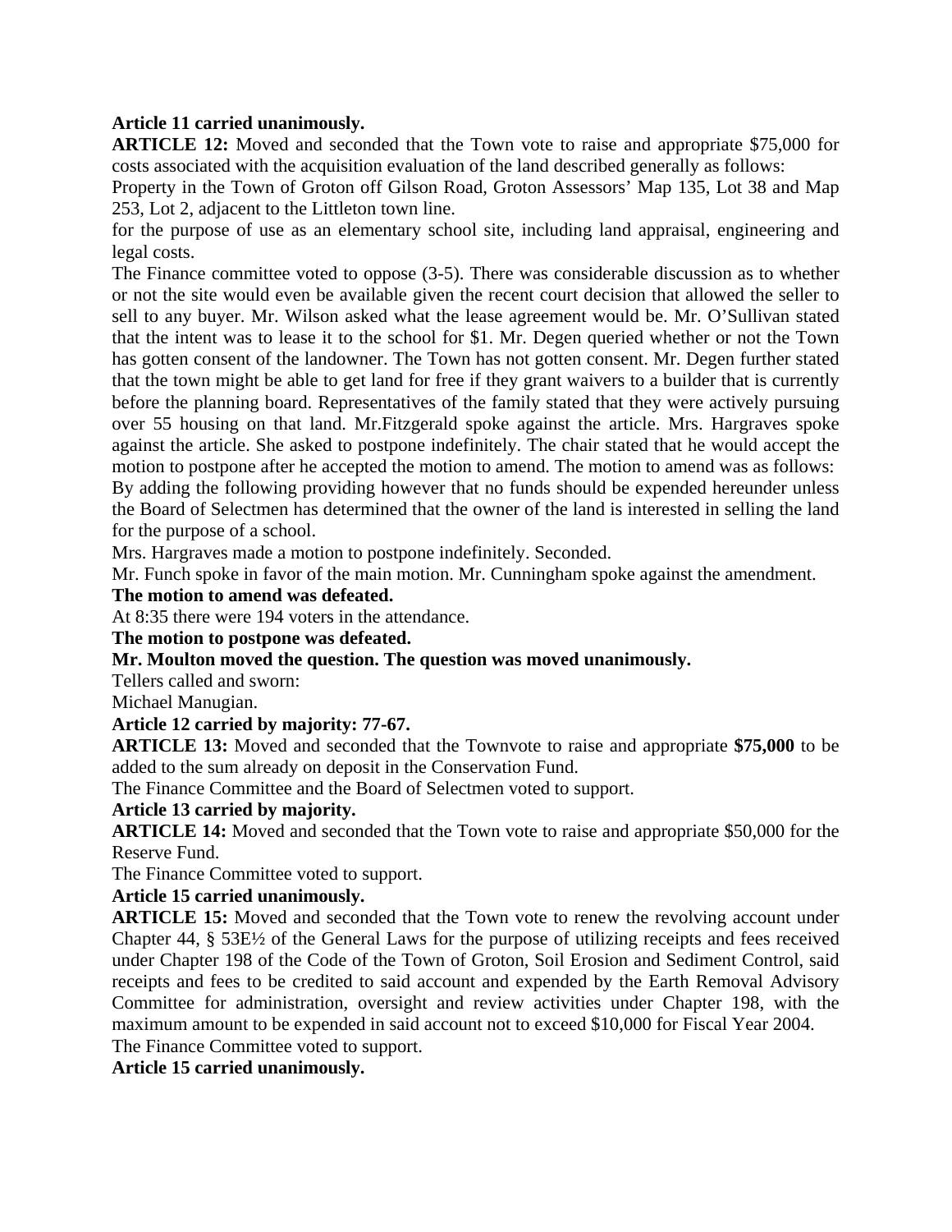**Article 11 carried unanimously.**

**ARTICLE 12:** Moved and seconded that the Town vote to raise and appropriate $75,000 for costs associated with the acquisition evaluation of the land described generally as follows:

Property in the Town of Groton off Gilson Road, Groton Assessors' Map 135, Lot 38 and Map 253, Lot 2, adjacent to the Littleton town line.

for the purpose of use as an elementary school site, including land appraisal, engineering and legal costs.

The Finance committee voted to oppose (3-5). There was considerable discussion as to whether or not the site would even be available given the recent court decision that allowed the seller to sell to any buyer. Mr. Wilson asked what the lease agreement would be. Mr. O'Sullivan stated that the intent was to lease it to the school for $1. Mr. Degen queried whether or not the Town has gotten consent of the landowner. The Town has not gotten consent. Mr. Degen further stated that the town might be able to get land for free if they grant waivers to a builder that is currently before the planning board. Representatives of the family stated that they were actively pursuing over 55 housing on that land. Mr.Fitzgerald spoke against the article. Mrs. Hargraves spoke against the article. She asked to postpone indefinitely. The chair stated that he would accept the motion to postpone after he accepted the motion to amend. The motion to amend was as follows:

By adding the following providing however that no funds should be expended hereunder unless the Board of Selectmen has determined that the owner of the land is interested in selling the land for the purpose of a school.

Mrs. Hargraves made a motion to postpone indefinitely. Seconded.

Mr. Funch spoke in favor of the main motion. Mr. Cunningham spoke against the amendment.

**The motion to amend was defeated.**

At 8:35 there were 194 voters in the attendance.

**The motion to postpone was defeated.**

**Mr. Moulton moved the question. The question was moved unanimously.**

Tellers called and sworn:

Michael Manugian.

**Article 12 carried by majority: 77-67.**

**ARTICLE 13:** Moved and seconded that the Townvote to raise and appropriate **$75,000** to be added to the sum already on deposit in the Conservation Fund.

The Finance Committee and the Board of Selectmen voted to support.

**Article 13 carried by majority.**

**ARTICLE 14:** Moved and seconded that the Town vote to raise and appropriate $50,000 for the Reserve Fund.

The Finance Committee voted to support.

**Article 15 carried unanimously.**

**ARTICLE 15:** Moved and seconded that the Town vote to renew the revolving account under Chapter 44, § 53E½ of the General Laws for the purpose of utilizing receipts and fees received under Chapter 198 of the Code of the Town of Groton, Soil Erosion and Sediment Control, said receipts and fees to be credited to said account and expended by the Earth Removal Advisory Committee for administration, oversight and review activities under Chapter 198, with the maximum amount to be expended in said account not to exceed $10,000 for Fiscal Year 2004.

The Finance Committee voted to support.

**Article 15 carried unanimously.**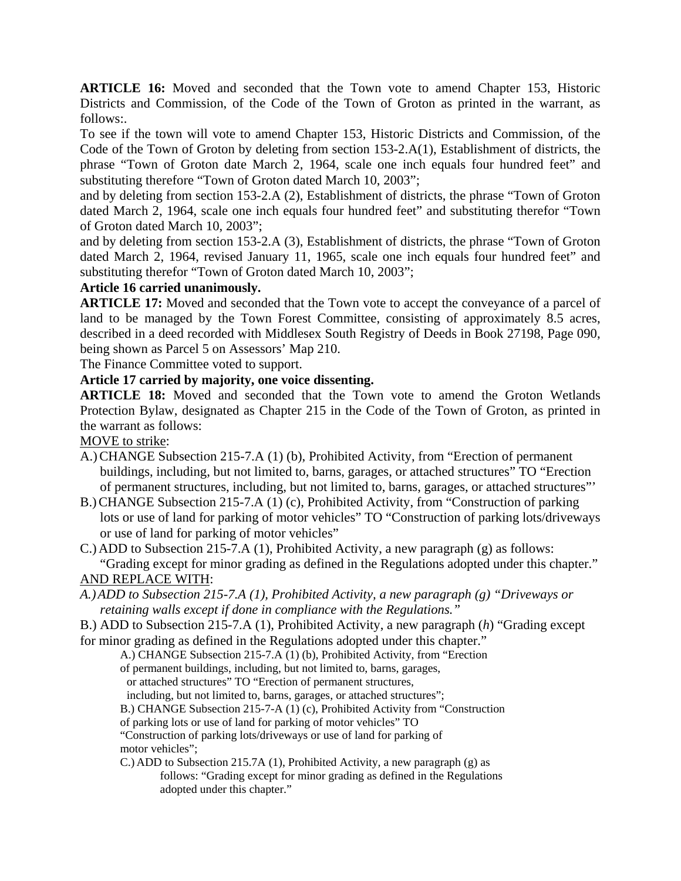**ARTICLE 16:** Moved and seconded that the Town vote to amend Chapter 153, Historic Districts and Commission, of the Code of the Town of Groton as printed in the warrant, as follows:.

To see if the town will vote to amend Chapter 153, Historic Districts and Commission, of the Code of the Town of Groton by deleting from section 153-2.A(1), Establishment of districts, the phrase "Town of Groton date March 2, 1964, scale one inch equals four hundred feet" and substituting therefore "Town of Groton dated March 10, 2003";

and by deleting from section 153-2.A (2), Establishment of districts, the phrase "Town of Groton dated March 2, 1964, scale one inch equals four hundred feet" and substituting therefor "Town of Groton dated March 10, 2003";

and by deleting from section 153-2.A (3), Establishment of districts, the phrase "Town of Groton dated March 2, 1964, revised January 11, 1965, scale one inch equals four hundred feet" and substituting therefor "Town of Groton dated March 10, 2003";

**Article 16 carried unanimously.**

**ARTICLE 17:** Moved and seconded that the Town vote to accept the conveyance of a parcel of land to be managed by the Town Forest Committee, consisting of approximately 8.5 acres, described in a deed recorded with Middlesex South Registry of Deeds in Book 27198, Page 090, being shown as Parcel 5 on Assessors' Map 210.

The Finance Committee voted to support.

**Article 17 carried by majority, one voice dissenting.**

**ARTICLE 18:** Moved and seconded that the Town vote to amend the Groton Wetlands Protection Bylaw, designated as Chapter 215 in the Code of the Town of Groton, as printed in the warrant as follows:

<u>MOVE to strike</u>:

A.) CHANGE Subsection 215-7.A (1) (b), Prohibited Activity, from "Erection of permanent buildings, including, but not limited to, barns, garages, or attached structures" TO "Erection of permanent structures, including, but not limited to, barns, garages, or attached structures"'

B.) CHANGE Subsection 215-7.A (1) (c), Prohibited Activity, from "Construction of parking lots or use of land for parking of motor vehicles" TO "Construction of parking lots/driveways or use of land for parking of motor vehicles"

C.) ADD to Subsection 215-7.A (1), Prohibited Activity, a new paragraph (g) as follows: "Grading except for minor grading as defined in the Regulations adopted under this chapter."

<u>AND REPLACE WITH</u>:

*A.) ADD to Subsection 215-7.A (1), Prohibited Activity, a new paragraph (g) "Driveways or retaining walls except if done in compliance with the Regulations."*

B.) ADD to Subsection 215-7.A (1), Prohibited Activity, a new paragraph (*h*) "Grading except for minor grading as defined in the Regulations adopted under this chapter."

> A.) CHANGE Subsection 215-7.A (1) (b), Prohibited Activity, from "Erection of permanent buildings, including, but not limited to, barns, garages, or attached structures" TO "Erection of permanent structures, including, but not limited to, barns, garages, or attached structures";
>
> B.) CHANGE Subsection 215-7-A (1) (c), Prohibited Activity from "Construction of parking lots or use of land for parking of motor vehicles" TO "Construction of parking lots/driveways or use of land for parking of motor vehicles";
>
> C.) ADD to Subsection 215.7A (1), Prohibited Activity, a new paragraph (g) as follows: "Grading except for minor grading as defined in the Regulations adopted under this chapter."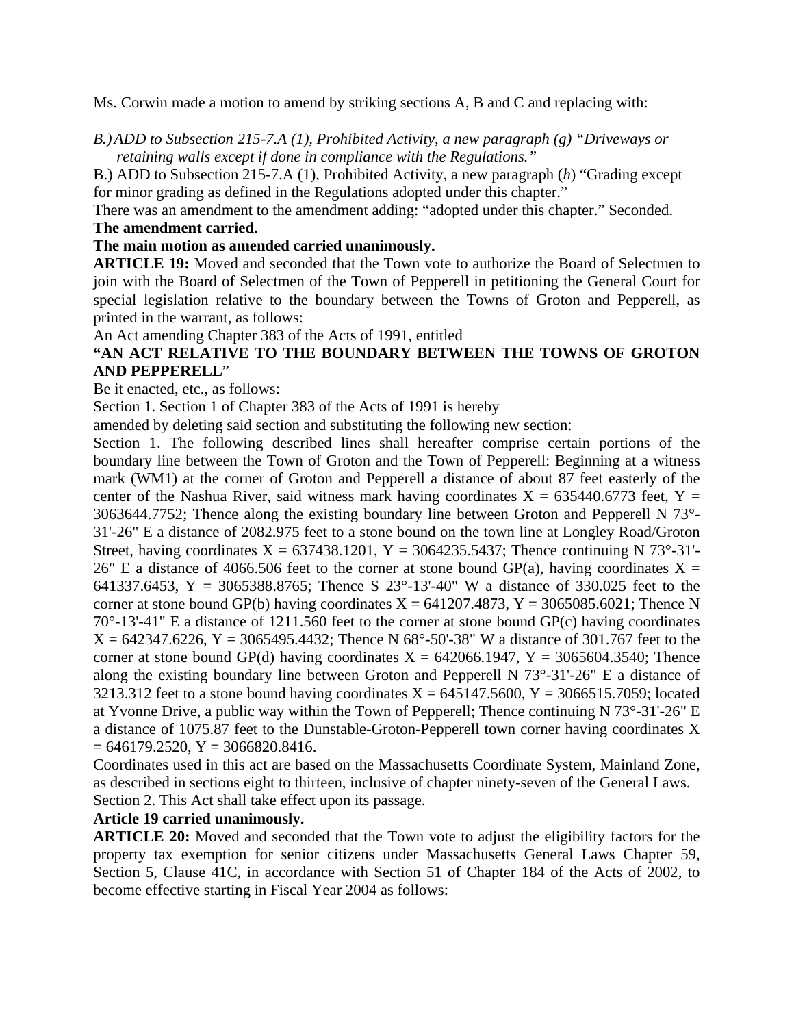Ms. Corwin made a motion to amend by striking sections A, B and C and replacing with:

*B.) ADD to Subsection 215-7.A (1), Prohibited Activity, a new paragraph (g) "Driveways or retaining walls except if done in compliance with the Regulations."*

B.) ADD to Subsection 215-7.A (1), Prohibited Activity, a new paragraph (*h*) "Grading except for minor grading as defined in the Regulations adopted under this chapter."

There was an amendment to the amendment adding: "adopted under this chapter." Seconded.

**The amendment carried.**

**The main motion as amended carried unanimously.**

**ARTICLE 19:** Moved and seconded that the Town vote to authorize the Board of Selectmen to join with the Board of Selectmen of the Town of Pepperell in petitioning the General Court for special legislation relative to the boundary between the Towns of Groton and Pepperell, as printed in the warrant, as follows:

An Act amending Chapter 383 of the Acts of 1991, entitled

**"AN ACT RELATIVE TO THE BOUNDARY BETWEEN THE TOWNS OF GROTON AND PEPPERELL**"

Be it enacted, etc., as follows:

Section 1. Section 1 of Chapter 383 of the Acts of 1991 is hereby amended by deleting said section and substituting the following new section:

Section 1. The following described lines shall hereafter comprise certain portions of the boundary line between the Town of Groton and the Town of Pepperell: Beginning at a witness mark (WM1) at the corner of Groton and Pepperell a distance of about 87 feet easterly of the center of the Nashua River, said witness mark having coordinates X = 635440.6773 feet, Y = 3063644.7752; Thence along the existing boundary line between Groton and Pepperell N 73°-31'-26" E a distance of 2082.975 feet to a stone bound on the town line at Longley Road/Groton Street, having coordinates X = 637438.1201, Y = 3064235.5437; Thence continuing N 73°-31'-26" E a distance of 4066.506 feet to the corner at stone bound GP(a), having coordinates X = 641337.6453, Y = 3065388.8765; Thence S 23°-13'-40" W a distance of 330.025 feet to the corner at stone bound GP(b) having coordinates X = 641207.4873, Y = 3065085.6021; Thence N 70°-13'-41" E a distance of 1211.560 feet to the corner at stone bound GP(c) having coordinates X = 642347.6226, Y = 3065495.4432; Thence N 68°-50'-38" W a distance of 301.767 feet to the corner at stone bound GP(d) having coordinates X = 642066.1947, Y = 3065604.3540; Thence along the existing boundary line between Groton and Pepperell N 73°-31'-26" E a distance of 3213.312 feet to a stone bound having coordinates X = 645147.5600, Y = 3066515.7059; located at Yvonne Drive, a public way within the Town of Pepperell; Thence continuing N 73°-31'-26" E a distance of 1075.87 feet to the Dunstable-Groton-Pepperell town corner having coordinates X = 646179.2520, Y = 3066820.8416.

Coordinates used in this act are based on the Massachusetts Coordinate System, Mainland Zone, as described in sections eight to thirteen, inclusive of chapter ninety-seven of the General Laws.

Section 2. This Act shall take effect upon its passage.

**Article 19 carried unanimously.**

**ARTICLE 20:** Moved and seconded that the Town vote to adjust the eligibility factors for the property tax exemption for senior citizens under Massachusetts General Laws Chapter 59, Section 5, Clause 41C, in accordance with Section 51 of Chapter 184 of the Acts of 2002, to become effective starting in Fiscal Year 2004 as follows: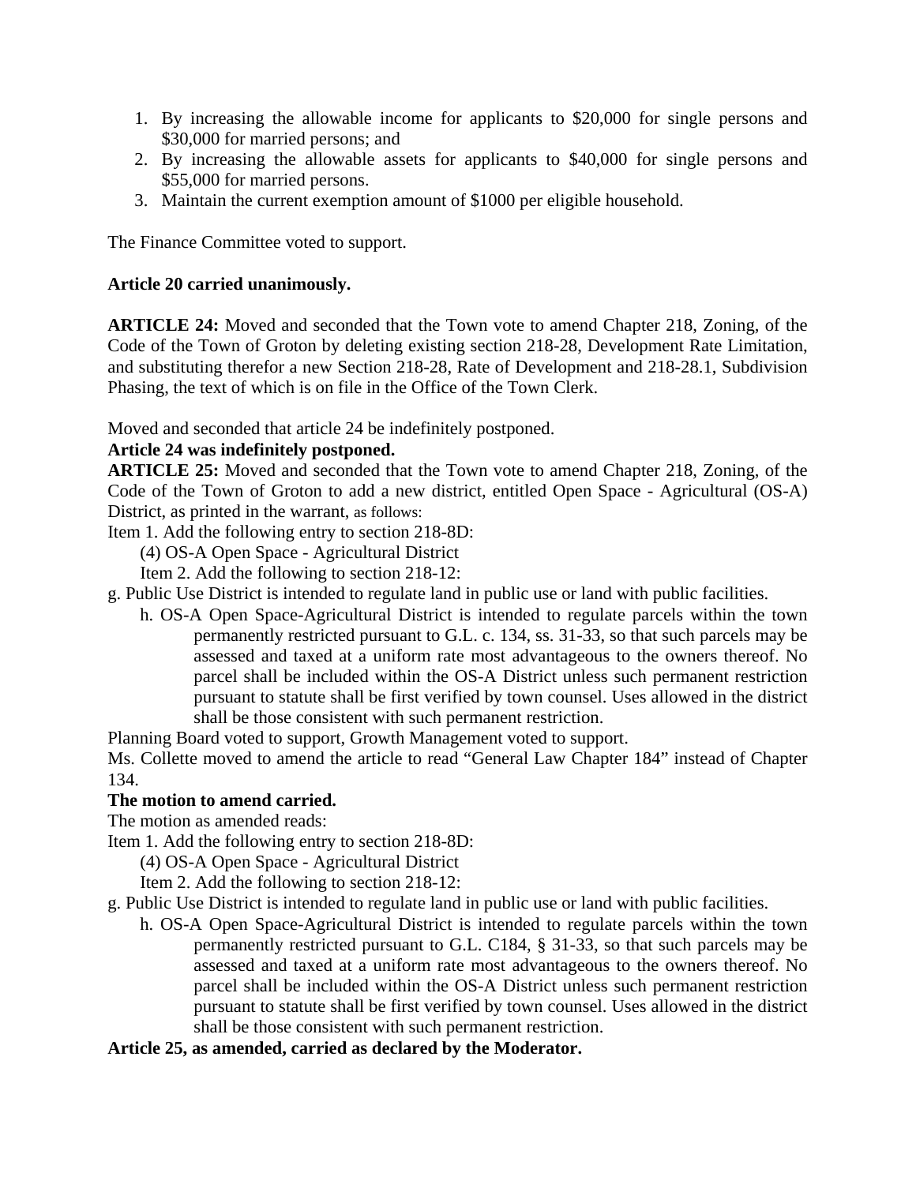1. By increasing the allowable income for applicants to $20,000 for single persons and $30,000 for married persons; and
2. By increasing the allowable assets for applicants to $40,000 for single persons and $55,000 for married persons.
3. Maintain the current exemption amount of $1000 per eligible household.

The Finance Committee voted to support.

**Article 20 carried unanimously.**

**ARTICLE 24:** Moved and seconded that the Town vote to amend Chapter 218, Zoning, of the Code of the Town of Groton by deleting existing section 218-28, Development Rate Limitation, and substituting therefor a new Section 218-28, Rate of Development and 218-28.1, Subdivision Phasing, the text of which is on file in the Office of the Town Clerk.

Moved and seconded that article 24 be indefinitely postponed.

**Article 24 was indefinitely postponed.**

**ARTICLE 25:** Moved and seconded that the Town vote to amend Chapter 218, Zoning, of the Code of the Town of Groton to add a new district, entitled Open Space - Agricultural (OS-A) District, as printed in the warrant, as follows:

Item 1. Add the following entry to section 218-8D:

(4) OS-A Open Space - Agricultural District

Item 2. Add the following to section 218-12:

g. Public Use District is intended to regulate land in public use or land with public facilities.

h. OS-A Open Space-Agricultural District is intended to regulate parcels within the town permanently restricted pursuant to G.L. c. 134, ss. 31-33, so that such parcels may be assessed and taxed at a uniform rate most advantageous to the owners thereof. No parcel shall be included within the OS-A District unless such permanent restriction pursuant to statute shall be first verified by town counsel. Uses allowed in the district shall be those consistent with such permanent restriction.

Planning Board voted to support, Growth Management voted to support.

Ms. Collette moved to amend the article to read "General Law Chapter 184" instead of Chapter 134.

**The motion to amend carried.**

The motion as amended reads:

Item 1. Add the following entry to section 218-8D:

(4) OS-A Open Space - Agricultural District

Item 2. Add the following to section 218-12:

g. Public Use District is intended to regulate land in public use or land with public facilities.

h. OS-A Open Space-Agricultural District is intended to regulate parcels within the town permanently restricted pursuant to G.L. C184, § 31-33, so that such parcels may be assessed and taxed at a uniform rate most advantageous to the owners thereof. No parcel shall be included within the OS-A District unless such permanent restriction pursuant to statute shall be first verified by town counsel. Uses allowed in the district shall be those consistent with such permanent restriction.

**Article 25, as amended, carried as declared by the Moderator.**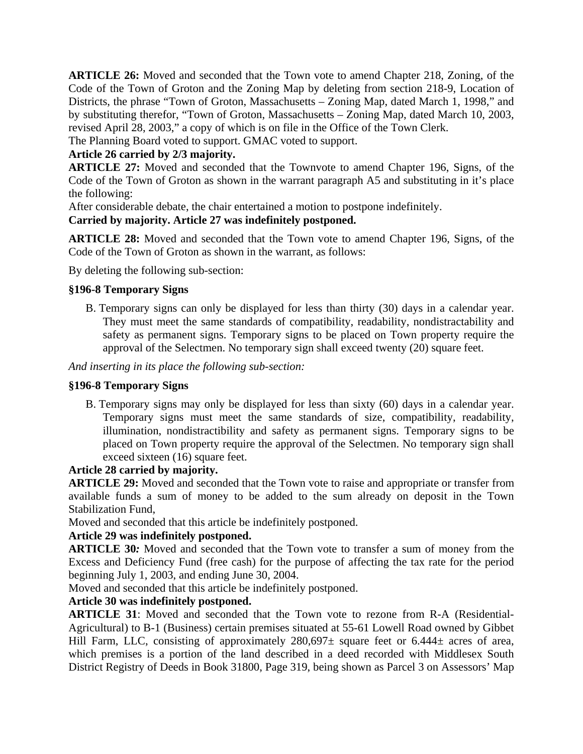**ARTICLE 26:** Moved and seconded that the Town vote to amend Chapter 218, Zoning, of the Code of the Town of Groton and the Zoning Map by deleting from section 218-9, Location of Districts, the phrase "Town of Groton, Massachusetts – Zoning Map, dated March 1, 1998," and by substituting therefor, "Town of Groton, Massachusetts – Zoning Map, dated March 10, 2003, revised April 28, 2003," a copy of which is on file in the Office of the Town Clerk.
The Planning Board voted to support. GMAC voted to support.

**Article 26 carried by 2/3 majority.**

**ARTICLE 27:** Moved and seconded that the Townvote to amend Chapter 196, Signs, of the Code of the Town of Groton as shown in the warrant paragraph A5 and substituting in it's place the following:

After considerable debate, the chair entertained a motion to postpone indefinitely.

**Carried by majority. Article 27 was indefinitely postponed.**

**ARTICLE 28:** Moved and seconded that the Town vote to amend Chapter 196, Signs, of the Code of the Town of Groton as shown in the warrant, as follows:

By deleting the following sub-section:

**§196-8 Temporary Signs**

B. Temporary signs can only be displayed for less than thirty (30) days in a calendar year. They must meet the same standards of compatibility, readability, nondistractability and safety as permanent signs. Temporary signs to be placed on Town property require the approval of the Selectmen. No temporary sign shall exceed twenty (20) square feet.

*And inserting in its place the following sub-section:*

**§196-8 Temporary Signs**

B. Temporary signs may only be displayed for less than sixty (60) days in a calendar year. Temporary signs must meet the same standards of size, compatibility, readability, illumination, nondistractibility and safety as permanent signs. Temporary signs to be placed on Town property require the approval of the Selectmen. No temporary sign shall exceed sixteen (16) square feet.

**Article 28 carried by majority.**

**ARTICLE 29:** Moved and seconded that the Town vote to raise and appropriate or transfer from available funds a sum of money to be added to the sum already on deposit in the Town Stabilization Fund,

Moved and seconded that this article be indefinitely postponed.

**Article 29 was indefinitely postponed.**

**ARTICLE 30***:* Moved and seconded that the Town vote to transfer a sum of money from the Excess and Deficiency Fund (free cash) for the purpose of affecting the tax rate for the period beginning July 1, 2003, and ending June 30, 2004.

Moved and seconded that this article be indefinitely postponed.

**Article 30 was indefinitely postponed.**

**ARTICLE 31**: Moved and seconded that the Town vote to rezone from R-A (Residential-Agricultural) to B-1 (Business) certain premises situated at 55-61 Lowell Road owned by Gibbet Hill Farm, LLC, consisting of approximately 280,697± square feet or 6.444± acres of area, which premises is a portion of the land described in a deed recorded with Middlesex South District Registry of Deeds in Book 31800, Page 319, being shown as Parcel 3 on Assessors' Map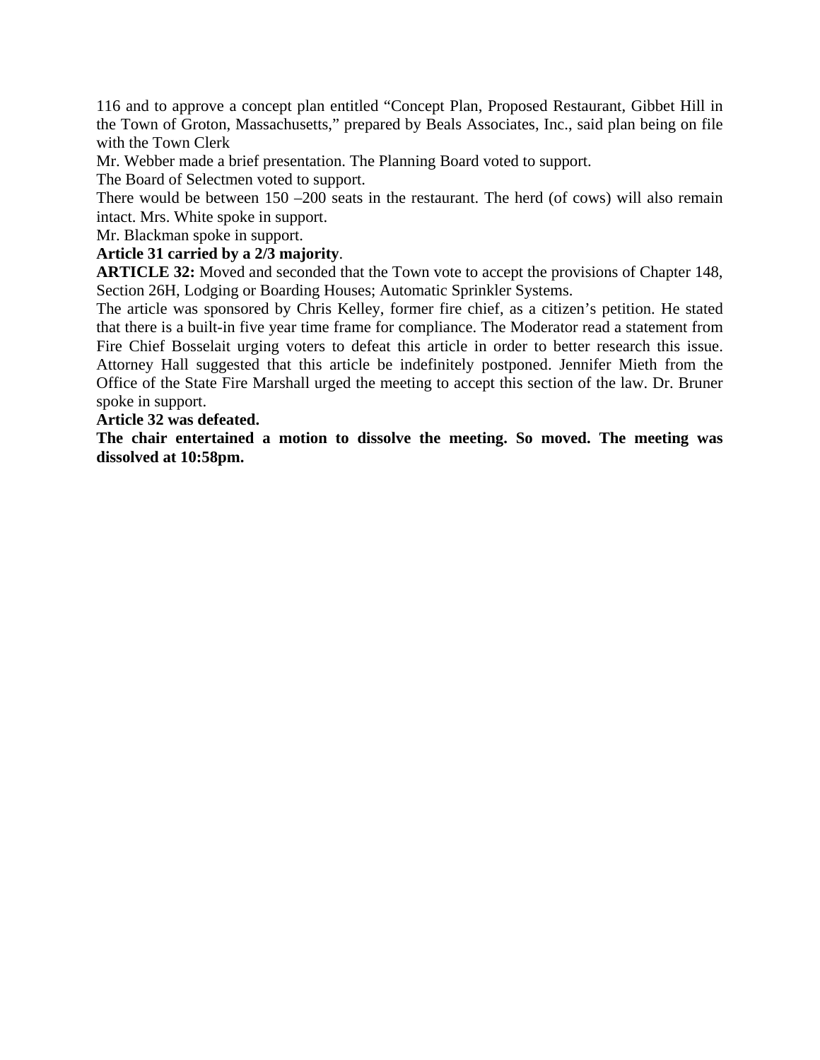116 and to approve a concept plan entitled “Concept Plan, Proposed Restaurant, Gibbet Hill in the Town of Groton, Massachusetts,” prepared by Beals Associates, Inc., said plan being on file with the Town Clerk

Mr. Webber made a brief presentation. The Planning Board voted to support.

The Board of Selectmen voted to support.

There would be between 150 –200 seats in the restaurant. The herd (of cows) will also remain intact. Mrs. White spoke in support.

Mr. Blackman spoke in support.

**Article 31 carried by a 2/3 majority**.

**ARTICLE 32:** Moved and seconded that the Town vote to accept the provisions of Chapter 148, Section 26H, Lodging or Boarding Houses; Automatic Sprinkler Systems.

The article was sponsored by Chris Kelley, former fire chief, as a citizen’s petition. He stated that there is a built-in five year time frame for compliance. The Moderator read a statement from Fire Chief Bosselait urging voters to defeat this article in order to better research this issue. Attorney Hall suggested that this article be indefinitely postponed. Jennifer Mieth from the Office of the State Fire Marshall urged the meeting to accept this section of the law. Dr. Bruner spoke in support.

**Article 32 was defeated.**

**The chair entertained a motion to dissolve the meeting. So moved. The meeting was dissolved at 10:58pm.**